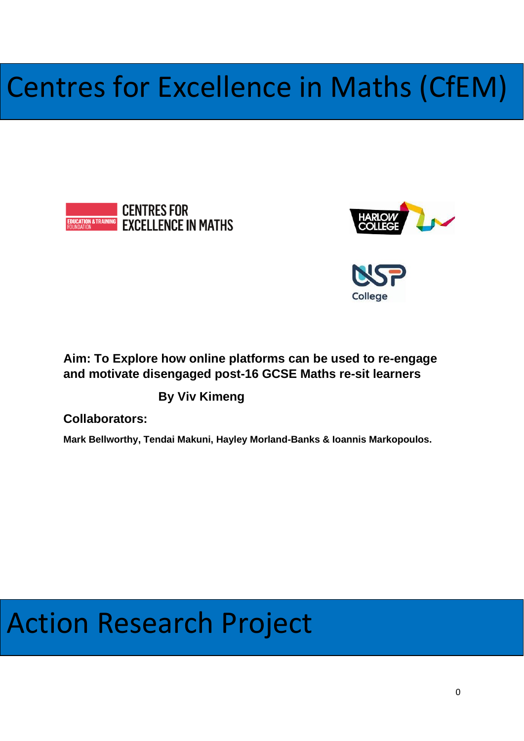# Centres for Excellence in Maths (CfEM)

**Aim: To Explore how online platforms can be used to re-engage and motivate disengaged post-16 GCSE Maths re-sit learners**

**By Viv Kimeng**

**Collaborators:**

**Mark Bellworthy, Tendai Makuni, Hayley Morland-Banks & Ioannis Markopoulos.**

# Action Research Project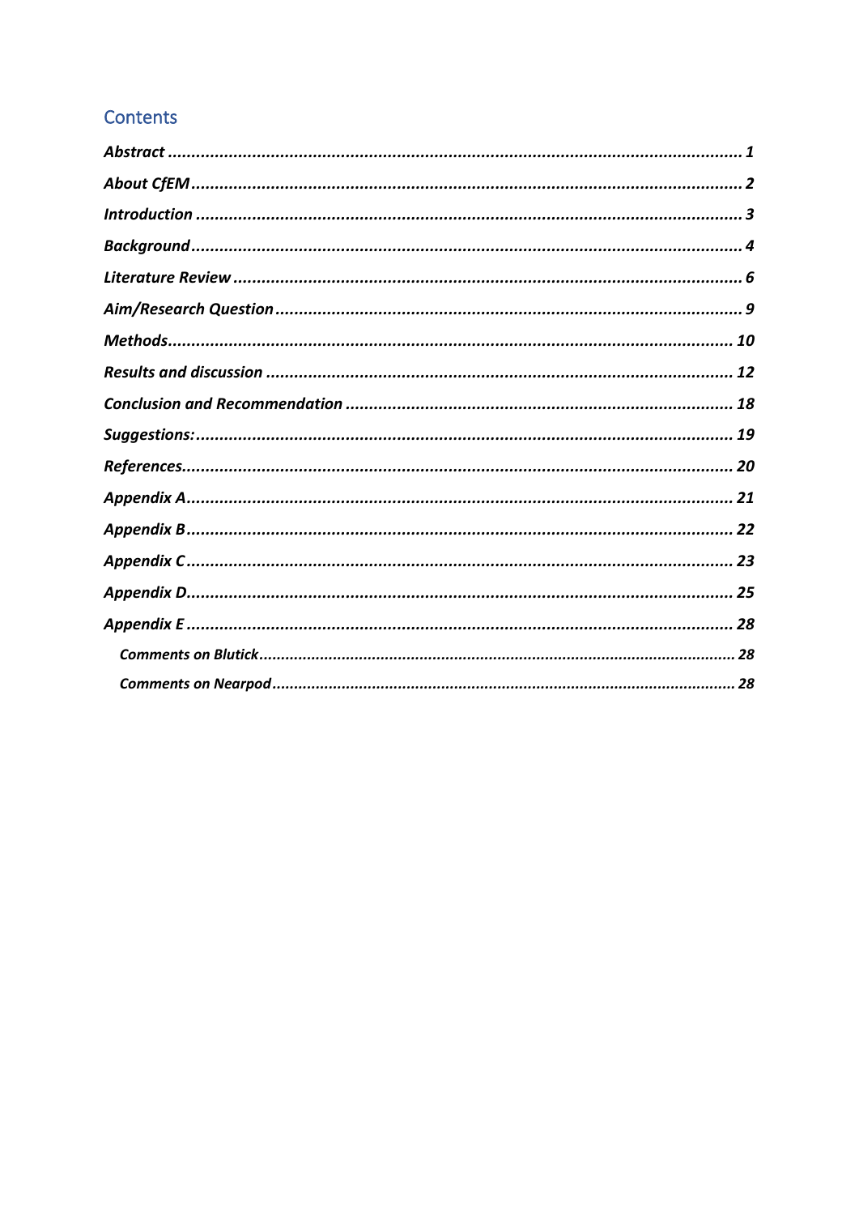## Contents

*Abstract* ........ 1

*About CfEM* ........ 2

*Introduction* ........ 3

*Background* ........ 4

*Literature Review* ........ 6

*Aim/Research Question* ........ 9

*Methods* ........ 10

*Results and discussion* ........ 12

*Conclusion and Recommendation* ........ 18

*Suggestions:* ........ 19

*References* ........ 20

*Appendix A* ........ 21

*Appendix B* ........ 22

*Appendix C* ........ 23

*Appendix D* ........ 25

*Appendix E* ........ 28

- *Comments on Blutick* ........ 28
- *Comments on Nearpod* ........ 28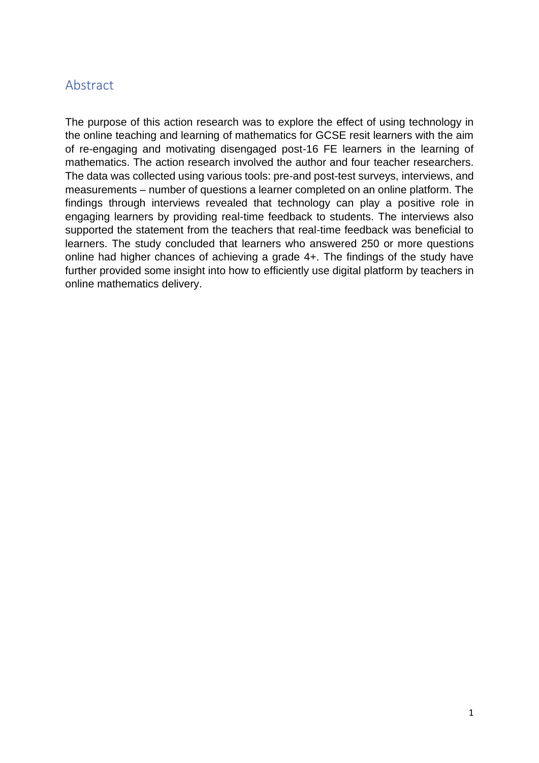## Abstract

The purpose of this action research was to explore the effect of using technology in the online teaching and learning of mathematics for GCSE resit learners with the aim of re-engaging and motivating disengaged post-16 FE learners in the learning of mathematics. The action research involved the author and four teacher researchers. The data was collected using various tools: pre-and post-test surveys, interviews, and measurements – number of questions a learner completed on an online platform. The findings through interviews revealed that technology can play a positive role in engaging learners by providing real-time feedback to students. The interviews also supported the statement from the teachers that real-time feedback was beneficial to learners. The study concluded that learners who answered 250 or more questions online had higher chances of achieving a grade 4+. The findings of the study have further provided some insight into how to efficiently use digital platform by teachers in online mathematics delivery.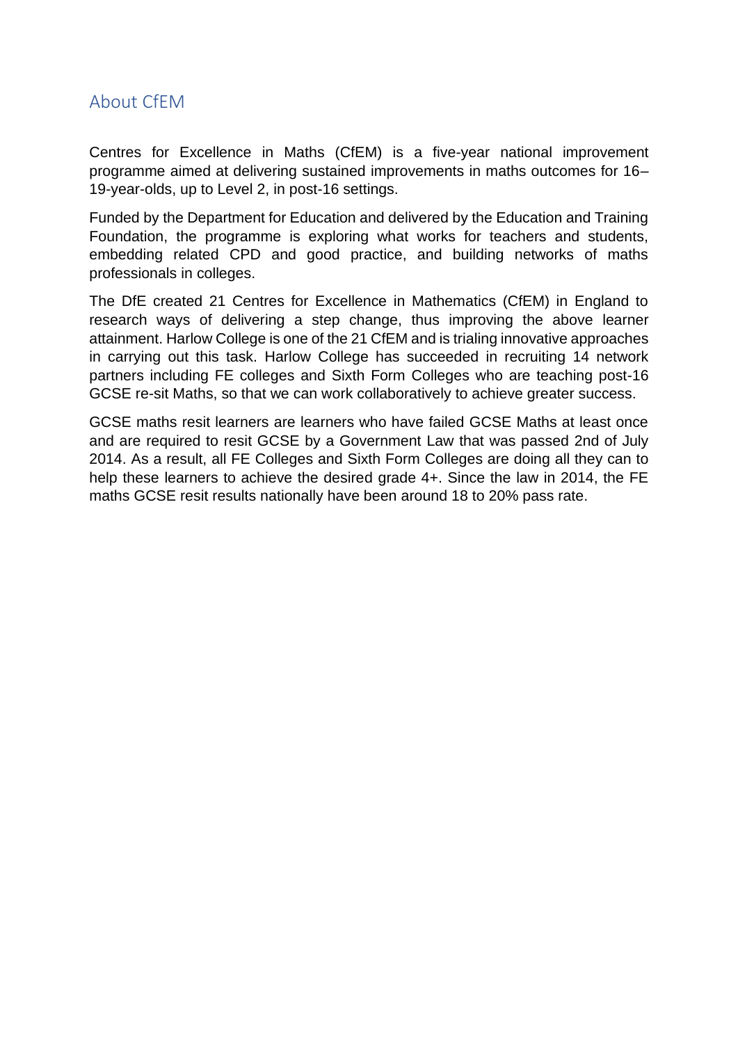## About CfEM

Centres for Excellence in Maths (CfEM) is a five-year national improvement programme aimed at delivering sustained improvements in maths outcomes for 16–19-year-olds, up to Level 2, in post-16 settings.

Funded by the Department for Education and delivered by the Education and Training Foundation, the programme is exploring what works for teachers and students, embedding related CPD and good practice, and building networks of maths professionals in colleges.

The DfE created 21 Centres for Excellence in Mathematics (CfEM) in England to research ways of delivering a step change, thus improving the above learner attainment. Harlow College is one of the 21 CfEM and is trialing innovative approaches in carrying out this task. Harlow College has succeeded in recruiting 14 network partners including FE colleges and Sixth Form Colleges who are teaching post-16 GCSE re-sit Maths, so that we can work collaboratively to achieve greater success.

GCSE maths resit learners are learners who have failed GCSE Maths at least once and are required to resit GCSE by a Government Law that was passed 2nd of July 2014. As a result, all FE Colleges and Sixth Form Colleges are doing all they can to help these learners to achieve the desired grade 4+. Since the law in 2014, the FE maths GCSE resit results nationally have been around 18 to 20% pass rate.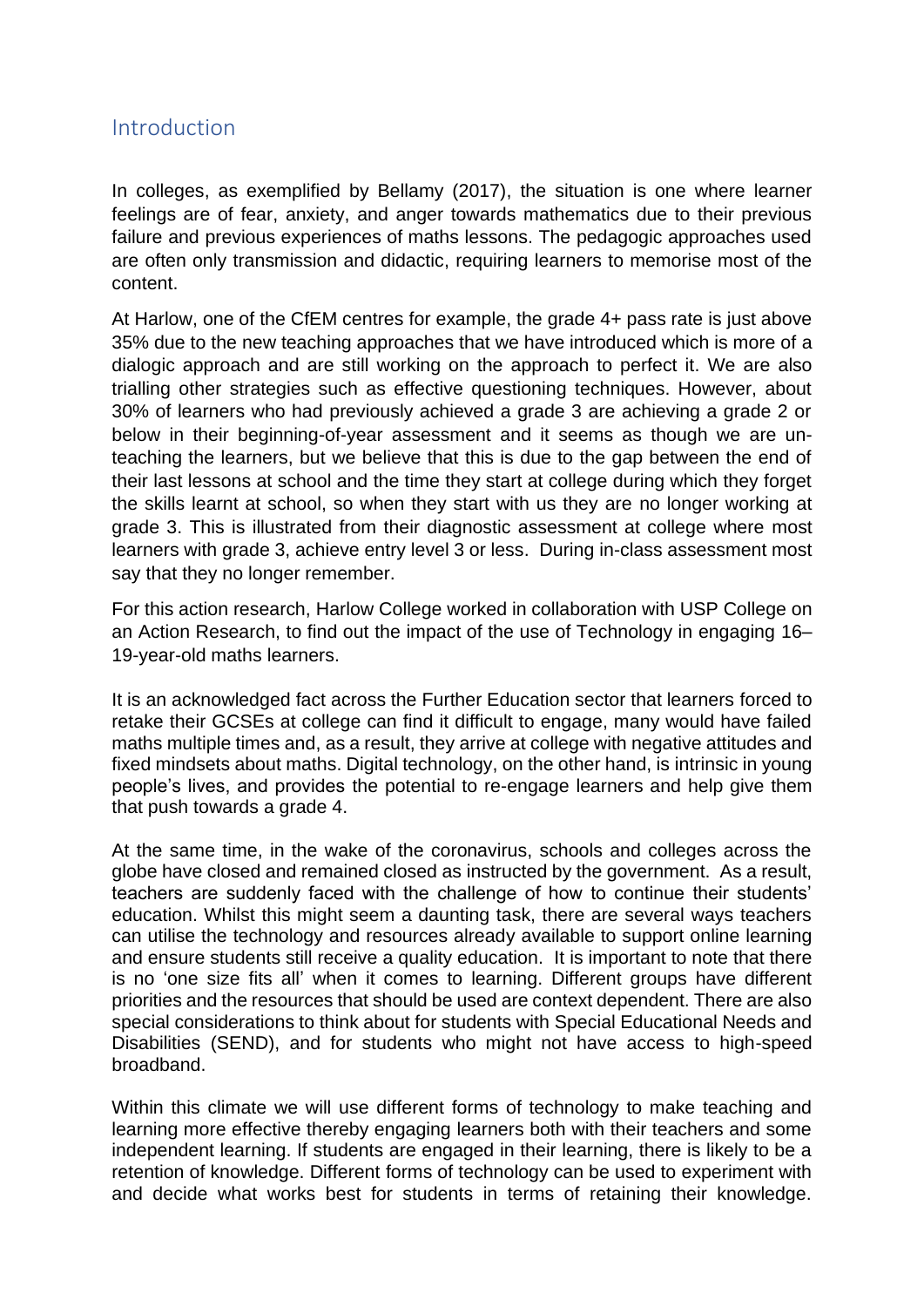## Introduction

In colleges, as exemplified by Bellamy (2017), the situation is one where learner feelings are of fear, anxiety, and anger towards mathematics due to their previous failure and previous experiences of maths lessons. The pedagogic approaches used are often only transmission and didactic, requiring learners to memorise most of the content.

At Harlow, one of the CfEM centres for example, the grade 4+ pass rate is just above 35% due to the new teaching approaches that we have introduced which is more of a dialogic approach and are still working on the approach to perfect it. We are also trialling other strategies such as effective questioning techniques. However, about 30% of learners who had previously achieved a grade 3 are achieving a grade 2 or below in their beginning-of-year assessment and it seems as though we are un-teaching the learners, but we believe that this is due to the gap between the end of their last lessons at school and the time they start at college during which they forget the skills learnt at school, so when they start with us they are no longer working at grade 3. This is illustrated from their diagnostic assessment at college where most learners with grade 3, achieve entry level 3 or less. During in-class assessment most say that they no longer remember.

For this action research, Harlow College worked in collaboration with USP College on an Action Research, to find out the impact of the use of Technology in engaging 16–19-year-old maths learners.

It is an acknowledged fact across the Further Education sector that learners forced to retake their GCSEs at college can find it difficult to engage, many would have failed maths multiple times and, as a result, they arrive at college with negative attitudes and fixed mindsets about maths. Digital technology, on the other hand, is intrinsic in young people's lives, and provides the potential to re-engage learners and help give them that push towards a grade 4.

At the same time, in the wake of the coronavirus, schools and colleges across the globe have closed and remained closed as instructed by the government. As a result, teachers are suddenly faced with the challenge of how to continue their students' education. Whilst this might seem a daunting task, there are several ways teachers can utilise the technology and resources already available to support online learning and ensure students still receive a quality education. It is important to note that there is no 'one size fits all' when it comes to learning. Different groups have different priorities and the resources that should be used are context dependent. There are also special considerations to think about for students with Special Educational Needs and Disabilities (SEND), and for students who might not have access to high-speed broadband.

Within this climate we will use different forms of technology to make teaching and learning more effective thereby engaging learners both with their teachers and some independent learning. If students are engaged in their learning, there is likely to be a retention of knowledge. Different forms of technology can be used to experiment with and decide what works best for students in terms of retaining their knowledge.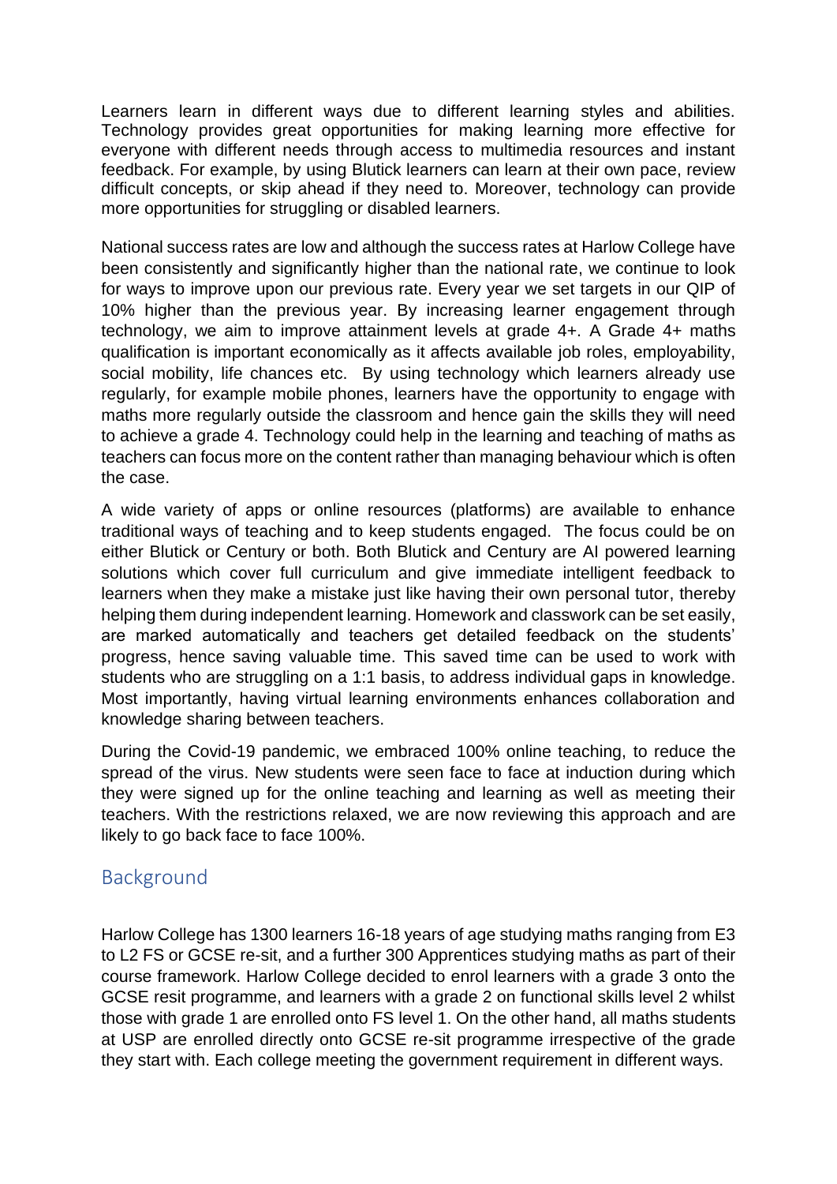Learners learn in different ways due to different learning styles and abilities. Technology provides great opportunities for making learning more effective for everyone with different needs through access to multimedia resources and instant feedback. For example, by using Blutick learners can learn at their own pace, review difficult concepts, or skip ahead if they need to. Moreover, technology can provide more opportunities for struggling or disabled learners.

National success rates are low and although the success rates at Harlow College have been consistently and significantly higher than the national rate, we continue to look for ways to improve upon our previous rate. Every year we set targets in our QIP of 10% higher than the previous year. By increasing learner engagement through technology, we aim to improve attainment levels at grade 4+. A Grade 4+ maths qualification is important economically as it affects available job roles, employability, social mobility, life chances etc. By using technology which learners already use regularly, for example mobile phones, learners have the opportunity to engage with maths more regularly outside the classroom and hence gain the skills they will need to achieve a grade 4. Technology could help in the learning and teaching of maths as teachers can focus more on the content rather than managing behaviour which is often the case.

A wide variety of apps or online resources (platforms) are available to enhance traditional ways of teaching and to keep students engaged. The focus could be on either Blutick or Century or both. Both Blutick and Century are AI powered learning solutions which cover full curriculum and give immediate intelligent feedback to learners when they make a mistake just like having their own personal tutor, thereby helping them during independent learning. Homework and classwork can be set easily, are marked automatically and teachers get detailed feedback on the students' progress, hence saving valuable time. This saved time can be used to work with students who are struggling on a 1:1 basis, to address individual gaps in knowledge. Most importantly, having virtual learning environments enhances collaboration and knowledge sharing between teachers.

During the Covid-19 pandemic, we embraced 100% online teaching, to reduce the spread of the virus. New students were seen face to face at induction during which they were signed up for the online teaching and learning as well as meeting their teachers. With the restrictions relaxed, we are now reviewing this approach and are likely to go back face to face 100%.

## Background

Harlow College has 1300 learners 16-18 years of age studying maths ranging from E3 to L2 FS or GCSE re-sit, and a further 300 Apprentices studying maths as part of their course framework. Harlow College decided to enrol learners with a grade 3 onto the GCSE resit programme, and learners with a grade 2 on functional skills level 2 whilst those with grade 1 are enrolled onto FS level 1. On the other hand, all maths students at USP are enrolled directly onto GCSE re-sit programme irrespective of the grade they start with. Each college meeting the government requirement in different ways.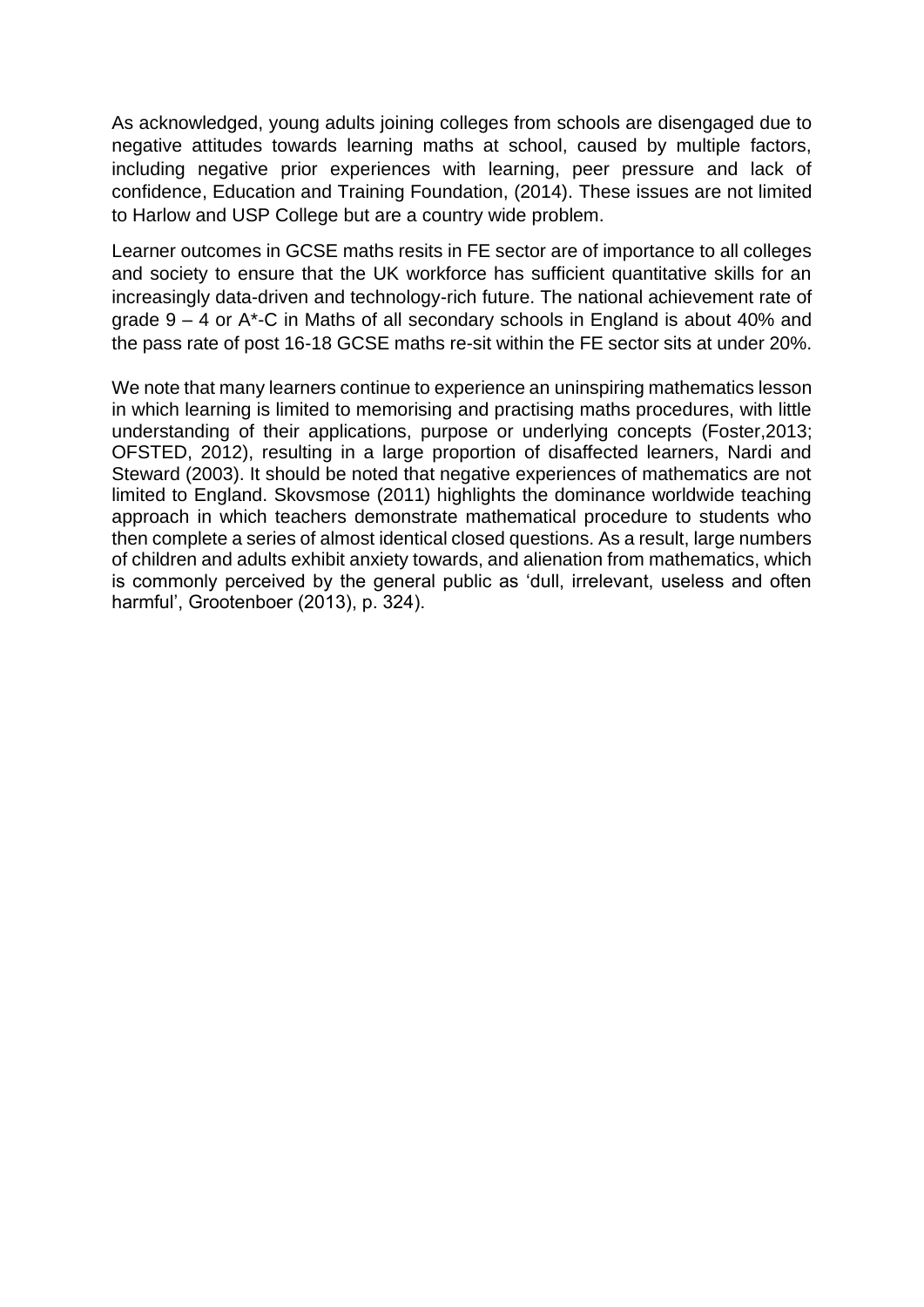As acknowledged, young adults joining colleges from schools are disengaged due to negative attitudes towards learning maths at school, caused by multiple factors, including negative prior experiences with learning, peer pressure and lack of confidence, Education and Training Foundation, (2014). These issues are not limited to Harlow and USP College but are a country wide problem.

Learner outcomes in GCSE maths resits in FE sector are of importance to all colleges and society to ensure that the UK workforce has sufficient quantitative skills for an increasingly data-driven and technology-rich future. The national achievement rate of grade 9 – 4 or A*-C in Maths of all secondary schools in England is about 40% and the pass rate of post 16-18 GCSE maths re-sit within the FE sector sits at under 20%.

We note that many learners continue to experience an uninspiring mathematics lesson in which learning is limited to memorising and practising maths procedures, with little understanding of their applications, purpose or underlying concepts (Foster,2013; OFSTED, 2012), resulting in a large proportion of disaffected learners, Nardi and Steward (2003). It should be noted that negative experiences of mathematics are not limited to England. Skovsmose (2011) highlights the dominance worldwide teaching approach in which teachers demonstrate mathematical procedure to students who then complete a series of almost identical closed questions. As a result, large numbers of children and adults exhibit anxiety towards, and alienation from mathematics, which is commonly perceived by the general public as 'dull, irrelevant, useless and often harmful', Grootenboer (2013), p. 324).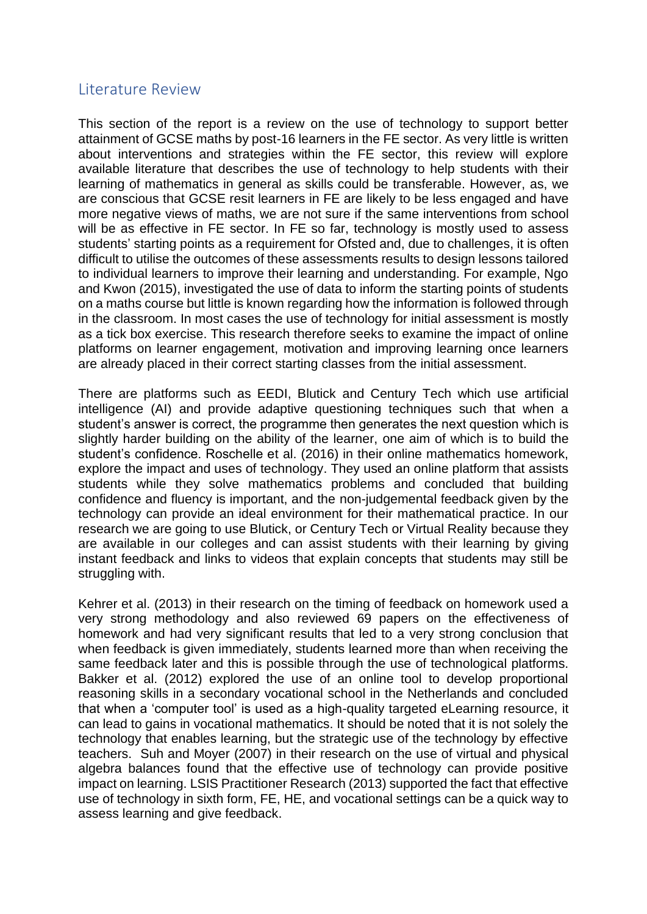## Literature Review

This section of the report is a review on the use of technology to support better attainment of GCSE maths by post-16 learners in the FE sector. As very little is written about interventions and strategies within the FE sector, this review will explore available literature that describes the use of technology to help students with their learning of mathematics in general as skills could be transferable. However, as, we are conscious that GCSE resit learners in FE are likely to be less engaged and have more negative views of maths, we are not sure if the same interventions from school will be as effective in FE sector. In FE so far, technology is mostly used to assess students' starting points as a requirement for Ofsted and, due to challenges, it is often difficult to utilise the outcomes of these assessments results to design lessons tailored to individual learners to improve their learning and understanding. For example, Ngo and Kwon (2015), investigated the use of data to inform the starting points of students on a maths course but little is known regarding how the information is followed through in the classroom. In most cases the use of technology for initial assessment is mostly as a tick box exercise. This research therefore seeks to examine the impact of online platforms on learner engagement, motivation and improving learning once learners are already placed in their correct starting classes from the initial assessment.

There are platforms such as EEDI, Blutick and Century Tech which use artificial intelligence (AI) and provide adaptive questioning techniques such that when a student's answer is correct, the programme then generates the next question which is slightly harder building on the ability of the learner, one aim of which is to build the student's confidence. Roschelle et al. (2016) in their online mathematics homework, explore the impact and uses of technology. They used an online platform that assists students while they solve mathematics problems and concluded that building confidence and fluency is important, and the non-judgemental feedback given by the technology can provide an ideal environment for their mathematical practice. In our research we are going to use Blutick, or Century Tech or Virtual Reality because they are available in our colleges and can assist students with their learning by giving instant feedback and links to videos that explain concepts that students may still be struggling with.

Kehrer et al. (2013) in their research on the timing of feedback on homework used a very strong methodology and also reviewed 69 papers on the effectiveness of homework and had very significant results that led to a very strong conclusion that when feedback is given immediately, students learned more than when receiving the same feedback later and this is possible through the use of technological platforms. Bakker et al. (2012) explored the use of an online tool to develop proportional reasoning skills in a secondary vocational school in the Netherlands and concluded that when a 'computer tool' is used as a high-quality targeted eLearning resource, it can lead to gains in vocational mathematics. It should be noted that it is not solely the technology that enables learning, but the strategic use of the technology by effective teachers. Suh and Moyer (2007) in their research on the use of virtual and physical algebra balances found that the effective use of technology can provide positive impact on learning. LSIS Practitioner Research (2013) supported the fact that effective use of technology in sixth form, FE, HE, and vocational settings can be a quick way to assess learning and give feedback.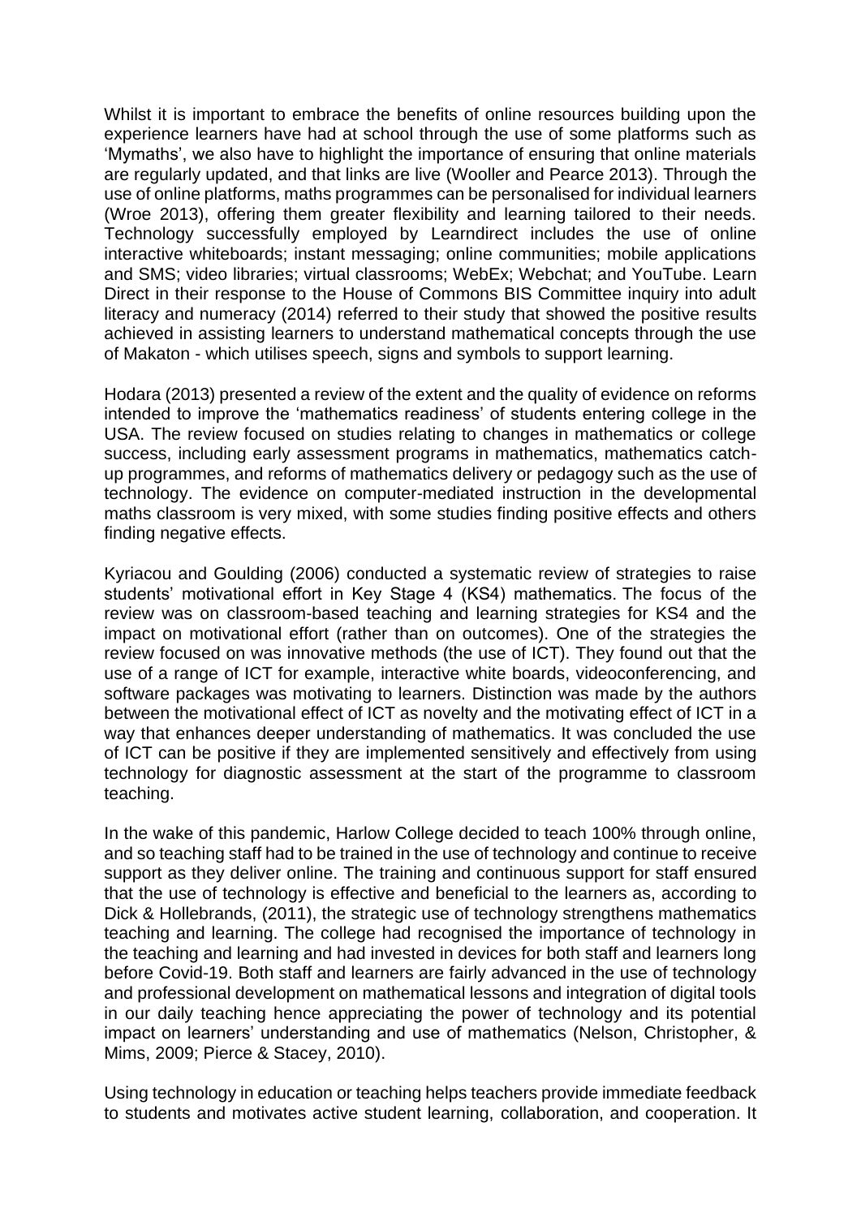Whilst it is important to embrace the benefits of online resources building upon the experience learners have had at school through the use of some platforms such as 'Mymaths', we also have to highlight the importance of ensuring that online materials are regularly updated, and that links are live (Wooller and Pearce 2013). Through the use of online platforms, maths programmes can be personalised for individual learners (Wroe 2013), offering them greater flexibility and learning tailored to their needs. Technology successfully employed by Learndirect includes the use of online interactive whiteboards; instant messaging; online communities; mobile applications and SMS; video libraries; virtual classrooms; WebEx; Webchat; and YouTube. Learn Direct in their response to the House of Commons BIS Committee inquiry into adult literacy and numeracy (2014) referred to their study that showed the positive results achieved in assisting learners to understand mathematical concepts through the use of Makaton - which utilises speech, signs and symbols to support learning.

Hodara (2013) presented a review of the extent and the quality of evidence on reforms intended to improve the 'mathematics readiness' of students entering college in the USA. The review focused on studies relating to changes in mathematics or college success, including early assessment programs in mathematics, mathematics catch-up programmes, and reforms of mathematics delivery or pedagogy such as the use of technology. The evidence on computer-mediated instruction in the developmental maths classroom is very mixed, with some studies finding positive effects and others finding negative effects.

Kyriacou and Goulding (2006) conducted a systematic review of strategies to raise students' motivational effort in Key Stage 4 (KS4) mathematics. The focus of the review was on classroom-based teaching and learning strategies for KS4 and the impact on motivational effort (rather than on outcomes). One of the strategies the review focused on was innovative methods (the use of ICT). They found out that the use of a range of ICT for example, interactive white boards, videoconferencing, and software packages was motivating to learners. Distinction was made by the authors between the motivational effect of ICT as novelty and the motivating effect of ICT in a way that enhances deeper understanding of mathematics. It was concluded the use of ICT can be positive if they are implemented sensitively and effectively from using technology for diagnostic assessment at the start of the programme to classroom teaching.

In the wake of this pandemic, Harlow College decided to teach 100% through online, and so teaching staff had to be trained in the use of technology and continue to receive support as they deliver online. The training and continuous support for staff ensured that the use of technology is effective and beneficial to the learners as, according to Dick & Hollebrands, (2011), the strategic use of technology strengthens mathematics teaching and learning. The college had recognised the importance of technology in the teaching and learning and had invested in devices for both staff and learners long before Covid-19. Both staff and learners are fairly advanced in the use of technology and professional development on mathematical lessons and integration of digital tools in our daily teaching hence appreciating the power of technology and its potential impact on learners' understanding and use of mathematics (Nelson, Christopher, & Mims, 2009; Pierce & Stacey, 2010).

Using technology in education or teaching helps teachers provide immediate feedback to students and motivates active student learning, collaboration, and cooperation. It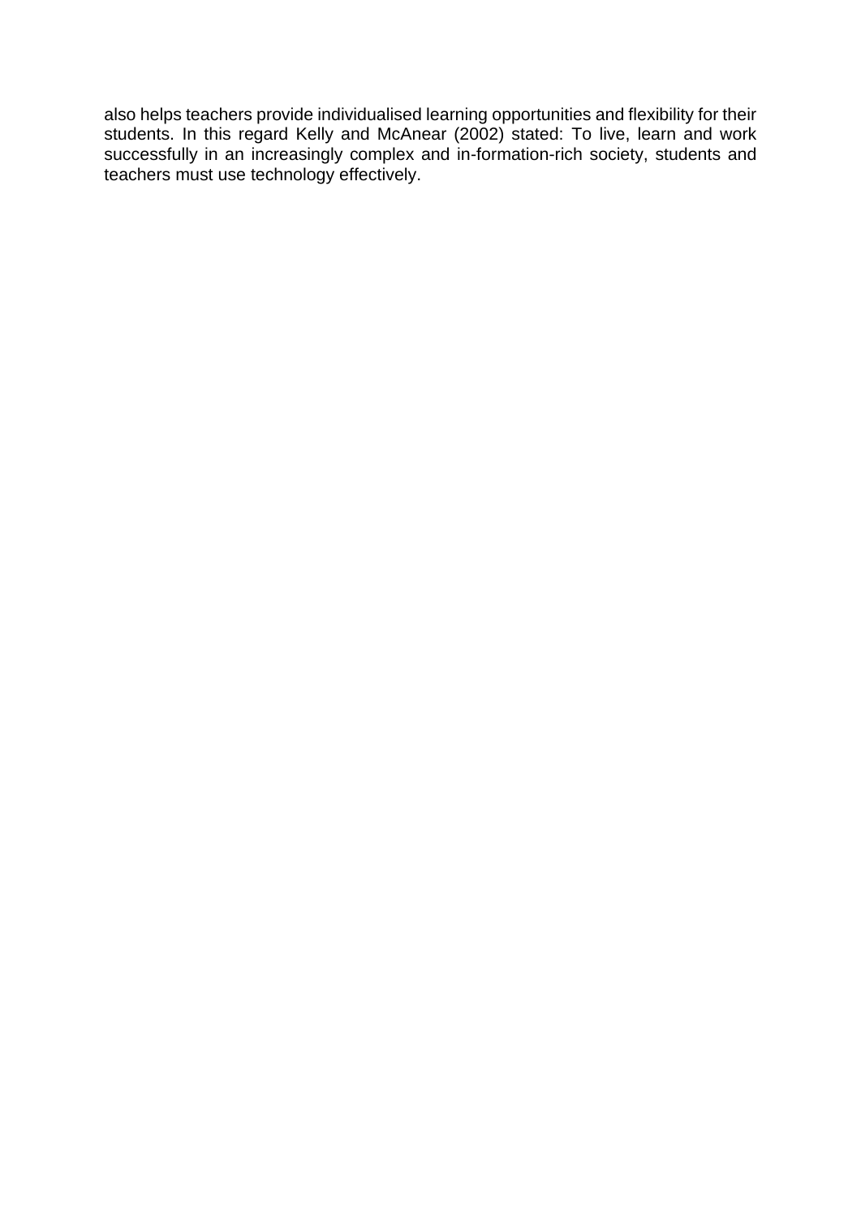also helps teachers provide individualised learning opportunities and flexibility for their students. In this regard Kelly and McAnear (2002) stated: To live, learn and work successfully in an increasingly complex and in-formation-rich society, students and teachers must use technology effectively.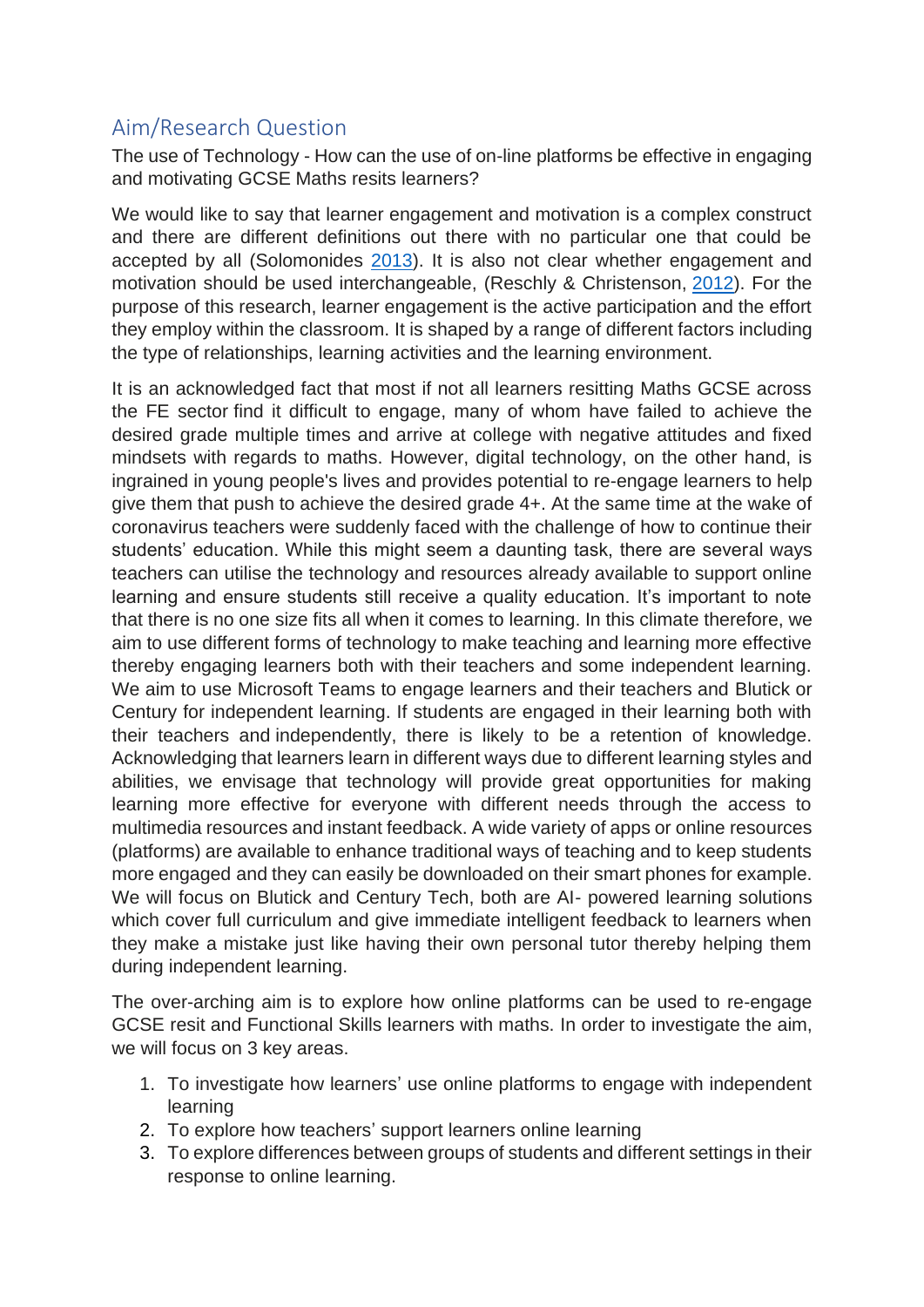## Aim/Research Question

The use of Technology - How can the use of on-line platforms be effective in engaging and motivating GCSE Maths resits learners?

We would like to say that learner engagement and motivation is a complex construct and there are different definitions out there with no particular one that could be accepted by all (Solomonides 2013). It is also not clear whether engagement and motivation should be used interchangeable, (Reschly & Christenson, 2012). For the purpose of this research, learner engagement is the active participation and the effort they employ within the classroom. It is shaped by a range of different factors including the type of relationships, learning activities and the learning environment.

It is an acknowledged fact that most if not all learners resitting Maths GCSE across the FE sector find it difficult to engage, many of whom have failed to achieve the desired grade multiple times and arrive at college with negative attitudes and fixed mindsets with regards to maths. However, digital technology, on the other hand, is ingrained in young people's lives and provides potential to re-engage learners to help give them that push to achieve the desired grade 4+. At the same time at the wake of coronavirus teachers were suddenly faced with the challenge of how to continue their students' education. While this might seem a daunting task, there are several ways teachers can utilise the technology and resources already available to support online learning and ensure students still receive a quality education. It's important to note that there is no one size fits all when it comes to learning. In this climate therefore, we aim to use different forms of technology to make teaching and learning more effective thereby engaging learners both with their teachers and some independent learning. We aim to use Microsoft Teams to engage learners and their teachers and Blutick or Century for independent learning. If students are engaged in their learning both with their teachers and independently, there is likely to be a retention of knowledge. Acknowledging that learners learn in different ways due to different learning styles and abilities, we envisage that technology will provide great opportunities for making learning more effective for everyone with different needs through the access to multimedia resources and instant feedback. A wide variety of apps or online resources (platforms) are available to enhance traditional ways of teaching and to keep students more engaged and they can easily be downloaded on their smart phones for example. We will focus on Blutick and Century Tech, both are AI- powered learning solutions which cover full curriculum and give immediate intelligent feedback to learners when they make a mistake just like having their own personal tutor thereby helping them during independent learning.

The over-arching aim is to explore how online platforms can be used to re-engage GCSE resit and Functional Skills learners with maths. In order to investigate the aim, we will focus on 3 key areas.

1. To investigate how learners' use online platforms to engage with independent learning
2. To explore how teachers' support learners online learning
3. To explore differences between groups of students and different settings in their response to online learning.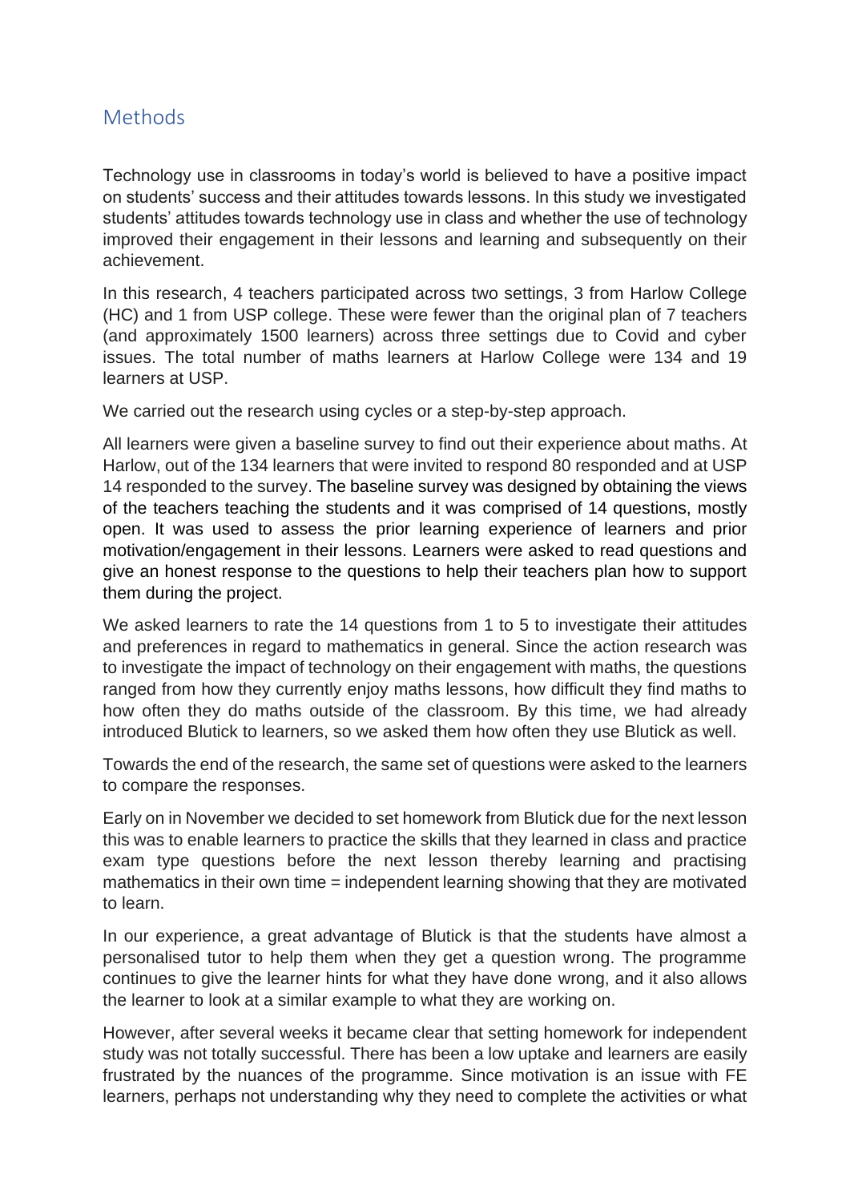## Methods

Technology use in classrooms in today's world is believed to have a positive impact on students' success and their attitudes towards lessons. In this study we investigated students' attitudes towards technology use in class and whether the use of technology improved their engagement in their lessons and learning and subsequently on their achievement.

In this research, 4 teachers participated across two settings, 3 from Harlow College (HC) and 1 from USP college. These were fewer than the original plan of 7 teachers (and approximately 1500 learners) across three settings due to Covid and cyber issues. The total number of maths learners at Harlow College were 134 and 19 learners at USP.

We carried out the research using cycles or a step-by-step approach.

All learners were given a baseline survey to find out their experience about maths. At Harlow, out of the 134 learners that were invited to respond 80 responded and at USP 14 responded to the survey. The baseline survey was designed by obtaining the views of the teachers teaching the students and it was comprised of 14 questions, mostly open. It was used to assess the prior learning experience of learners and prior motivation/engagement in their lessons. Learners were asked to read questions and give an honest response to the questions to help their teachers plan how to support them during the project.

We asked learners to rate the 14 questions from 1 to 5 to investigate their attitudes and preferences in regard to mathematics in general. Since the action research was to investigate the impact of technology on their engagement with maths, the questions ranged from how they currently enjoy maths lessons, how difficult they find maths to how often they do maths outside of the classroom. By this time, we had already introduced Blutick to learners, so we asked them how often they use Blutick as well.

Towards the end of the research, the same set of questions were asked to the learners to compare the responses.

Early on in November we decided to set homework from Blutick due for the next lesson this was to enable learners to practice the skills that they learned in class and practice exam type questions before the next lesson thereby learning and practising mathematics in their own time = independent learning showing that they are motivated to learn.

In our experience, a great advantage of Blutick is that the students have almost a personalised tutor to help them when they get a question wrong. The programme continues to give the learner hints for what they have done wrong, and it also allows the learner to look at a similar example to what they are working on.

However, after several weeks it became clear that setting homework for independent study was not totally successful. There has been a low uptake and learners are easily frustrated by the nuances of the programme. Since motivation is an issue with FE learners, perhaps not understanding why they need to complete the activities or what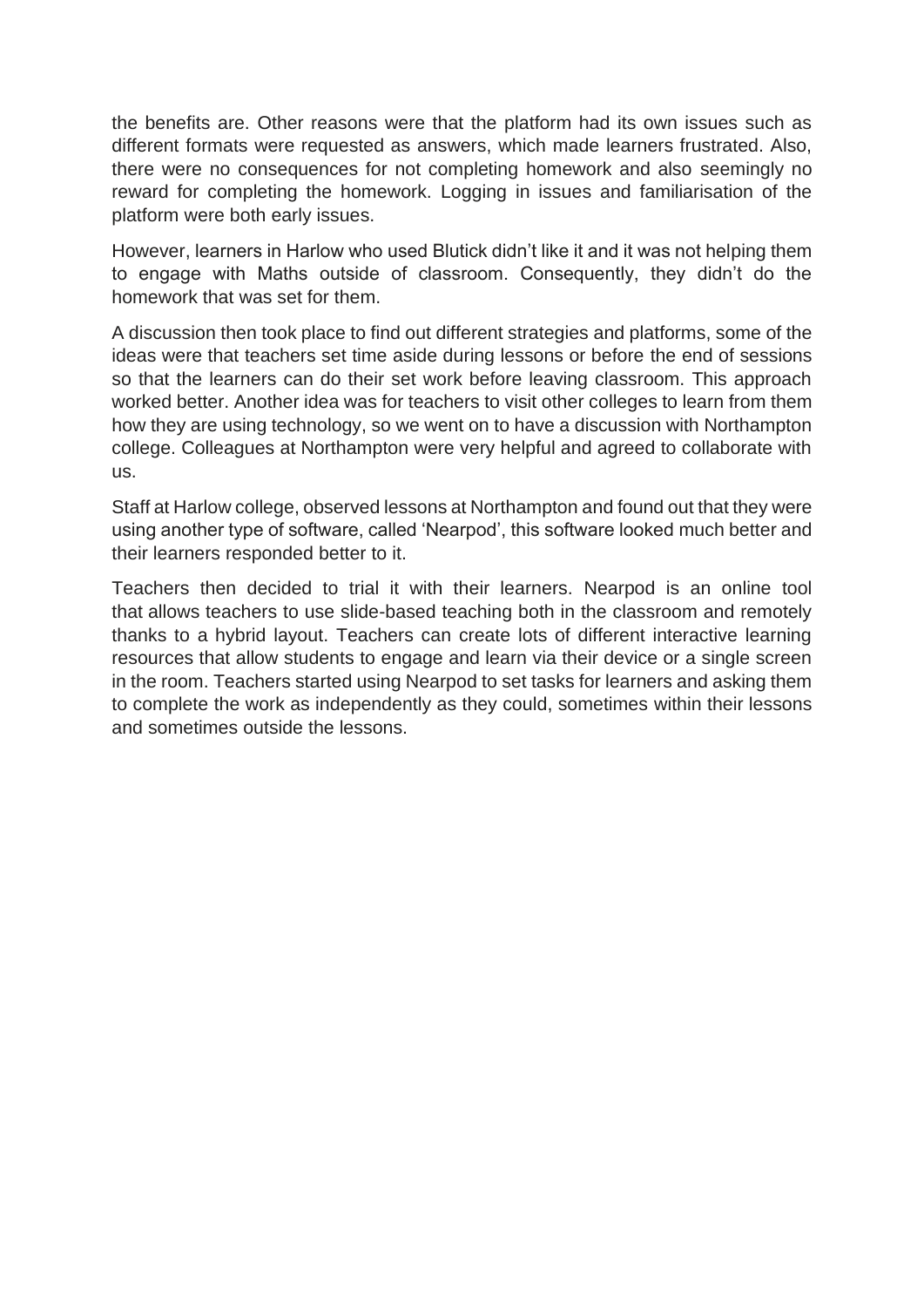the benefits are. Other reasons were that the platform had its own issues such as different formats were requested as answers, which made learners frustrated. Also, there were no consequences for not completing homework and also seemingly no reward for completing the homework. Logging in issues and familiarisation of the platform were both early issues.

However, learners in Harlow who used Blutick didn't like it and it was not helping them to engage with Maths outside of classroom. Consequently, they didn't do the homework that was set for them.

A discussion then took place to find out different strategies and platforms, some of the ideas were that teachers set time aside during lessons or before the end of sessions so that the learners can do their set work before leaving classroom. This approach worked better. Another idea was for teachers to visit other colleges to learn from them how they are using technology, so we went on to have a discussion with Northampton college. Colleagues at Northampton were very helpful and agreed to collaborate with us.

Staff at Harlow college, observed lessons at Northampton and found out that they were using another type of software, called 'Nearpod', this software looked much better and their learners responded better to it.

Teachers then decided to trial it with their learners. Nearpod is an online tool that allows teachers to use slide-based teaching both in the classroom and remotely thanks to a hybrid layout. Teachers can create lots of different interactive learning resources that allow students to engage and learn via their device or a single screen in the room. Teachers started using Nearpod to set tasks for learners and asking them to complete the work as independently as they could, sometimes within their lessons and sometimes outside the lessons.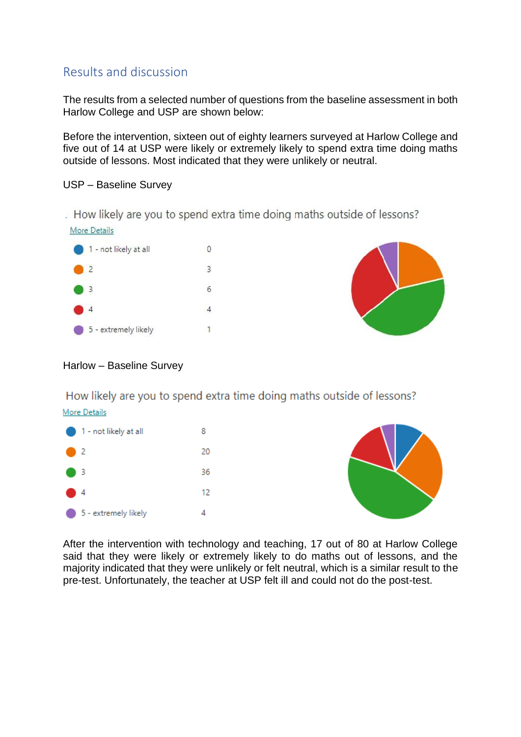## Results and discussion

The results from a selected number of questions from the baseline assessment in both Harlow College and USP are shown below:

Before the intervention, sixteen out of eighty learners surveyed at Harlow College and five out of 14 at USP were likely or extremely likely to spend extra time doing maths outside of lessons. Most indicated that they were unlikely or neutral.

USP – Baseline Survey

How likely are you to spend extra time doing maths outside of lessons?

More Details

| | |
|---|---|
| 1 - not likely at all | 0 |
| 2 | 3 |
| 3 | 6 |
| 4 | 4 |
| 5 - extremely likely | 1 |

Harlow – Baseline Survey

How likely are you to spend extra time doing maths outside of lessons?

More Details

| | |
|---|---|
| 1 - not likely at all | 8 |
| 2 | 20 |
| 3 | 36 |
| 4 | 12 |
| 5 - extremely likely | 4 |

After the intervention with technology and teaching, 17 out of 80 at Harlow College said that they were likely or extremely likely to do maths out of lessons, and the majority indicated that they were unlikely or felt neutral, which is a similar result to the pre-test. Unfortunately, the teacher at USP felt ill and could not do the post-test.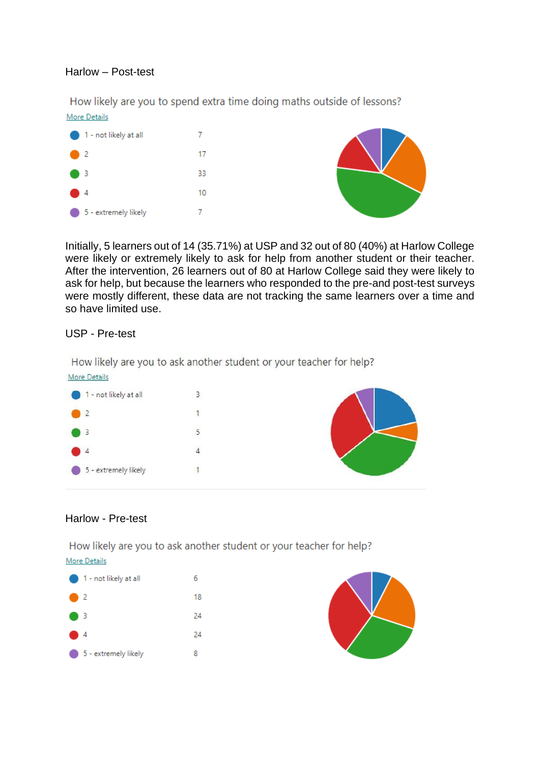Harlow – Post-test

How likely are you to spend extra time doing maths outside of lessons?

More Details

| Response | Count |
|---|---|
| 1 - not likely at all | 7 |
| 2 | 17 |
| 3 | 33 |
| 4 | 10 |
| 5 - extremely likely | 7 |

Initially, 5 learners out of 14 (35.71%) at USP and 32 out of 80 (40%) at Harlow College were likely or extremely likely to ask for help from another student or their teacher. After the intervention, 26 learners out of 80 at Harlow College said they were likely to ask for help, but because the learners who responded to the pre-and post-test surveys were mostly different, these data are not tracking the same learners over a time and so have limited use.

USP - Pre-test

How likely are you to ask another student or your teacher for help?

More Details

| Response | Count |
|---|---|
| 1 - not likely at all | 3 |
| 2 | 1 |
| 3 | 5 |
| 4 | 4 |
| 5 - extremely likely | 1 |

Harlow - Pre-test

How likely are you to ask another student or your teacher for help?

More Details

| Response | Count |
|---|---|
| 1 - not likely at all | 6 |
| 2 | 18 |
| 3 | 24 |
| 4 | 24 |
| 5 - extremely likely | 8 |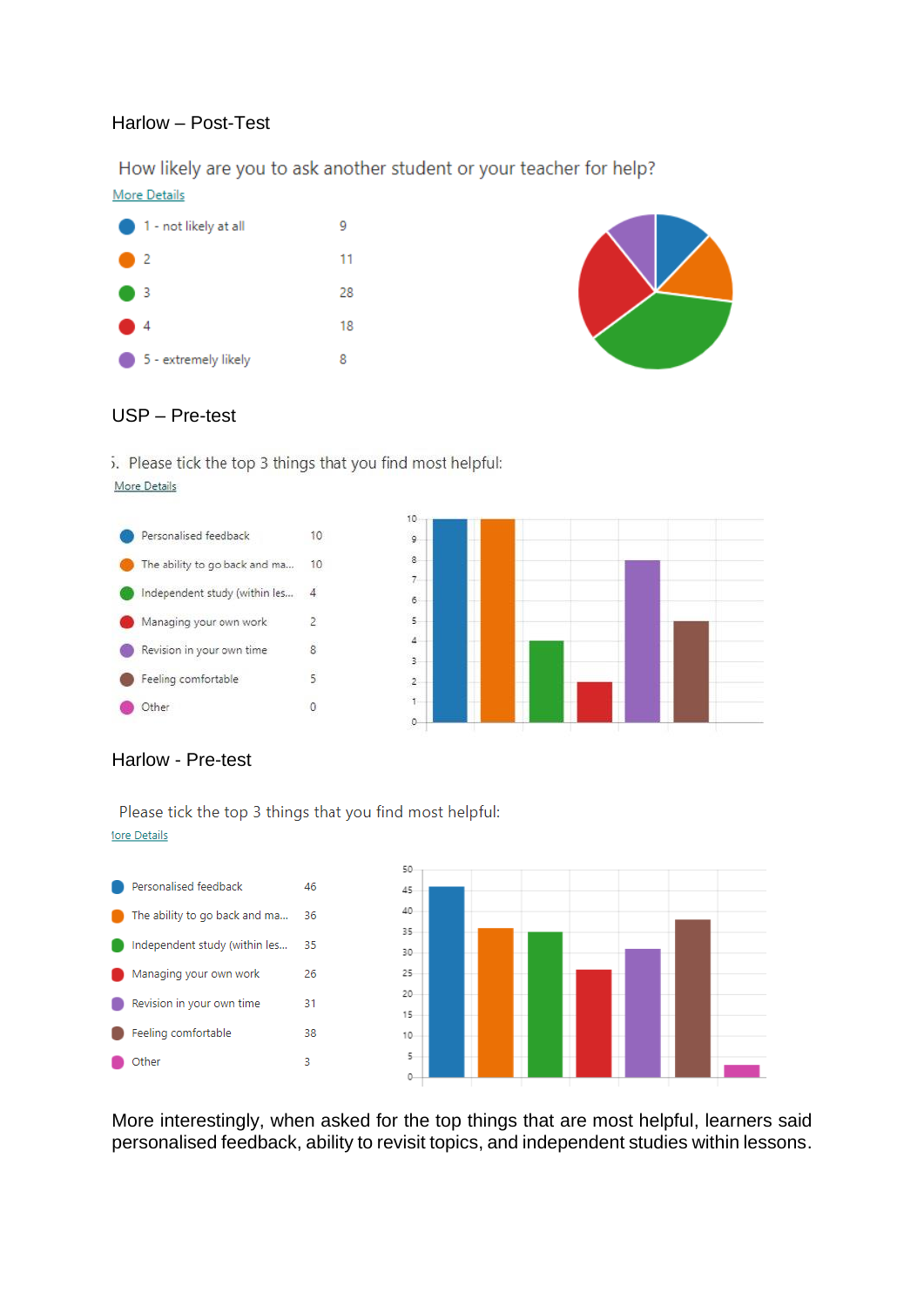Harlow – Post-Test

How likely are you to ask another student or your teacher for help?

More Details

| Response | Count |
|---|---|
| 1 - not likely at all | 9 |
| 2 | 11 |
| 3 | 28 |
| 4 | 18 |
| 5 - extremely likely | 8 |

USP – Pre-test

5. Please tick the top 3 things that you find most helpful:

More Details

| Option | Count |
|---|---|
| Personalised feedback | 10 |
| The ability to go back and ma... | 10 |
| Independent study (within les... | 4 |
| Managing your own work | 2 |
| Revision in your own time | 8 |
| Feeling comfortable | 5 |
| Other | 0 |

Harlow - Pre-test

Please tick the top 3 things that you find most helpful:

More Details

| Option | Count |
|---|---|
| Personalised feedback | 46 |
| The ability to go back and ma... | 36 |
| Independent study (within les... | 35 |
| Managing your own work | 26 |
| Revision in your own time | 31 |
| Feeling comfortable | 38 |
| Other | 3 |

More interestingly, when asked for the top things that are most helpful, learners said personalised feedback, ability to revisit topics, and independent studies within lessons.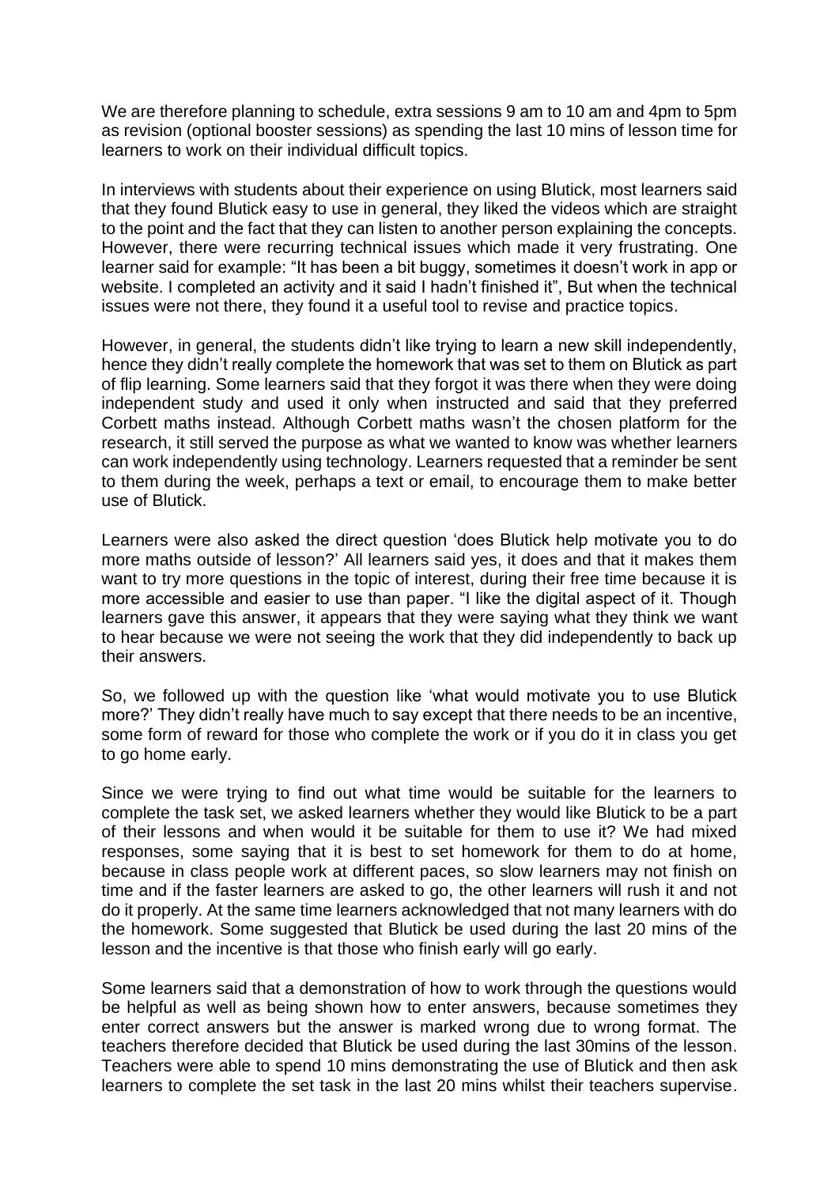We are therefore planning to schedule, extra sessions 9 am to 10 am and 4pm to 5pm as revision (optional booster sessions) as spending the last 10 mins of lesson time for learners to work on their individual difficult topics.

In interviews with students about their experience on using Blutick, most learners said that they found Blutick easy to use in general, they liked the videos which are straight to the point and the fact that they can listen to another person explaining the concepts. However, there were recurring technical issues which made it very frustrating. One learner said for example: "It has been a bit buggy, sometimes it doesn't work in app or website. I completed an activity and it said I hadn't finished it", But when the technical issues were not there, they found it a useful tool to revise and practice topics.

However, in general, the students didn't like trying to learn a new skill independently, hence they didn't really complete the homework that was set to them on Blutick as part of flip learning. Some learners said that they forgot it was there when they were doing independent study and used it only when instructed and said that they preferred Corbett maths instead. Although Corbett maths wasn't the chosen platform for the research, it still served the purpose as what we wanted to know was whether learners can work independently using technology. Learners requested that a reminder be sent to them during the week, perhaps a text or email, to encourage them to make better use of Blutick.

Learners were also asked the direct question 'does Blutick help motivate you to do more maths outside of lesson?' All learners said yes, it does and that it makes them want to try more questions in the topic of interest, during their free time because it is more accessible and easier to use than paper. "I like the digital aspect of it. Though learners gave this answer, it appears that they were saying what they think we want to hear because we were not seeing the work that they did independently to back up their answers.

So, we followed up with the question like 'what would motivate you to use Blutick more?' They didn't really have much to say except that there needs to be an incentive, some form of reward for those who complete the work or if you do it in class you get to go home early.

Since we were trying to find out what time would be suitable for the learners to complete the task set, we asked learners whether they would like Blutick to be a part of their lessons and when would it be suitable for them to use it? We had mixed responses, some saying that it is best to set homework for them to do at home, because in class people work at different paces, so slow learners may not finish on time and if the faster learners are asked to go, the other learners will rush it and not do it properly. At the same time learners acknowledged that not many learners with do the homework. Some suggested that Blutick be used during the last 20 mins of the lesson and the incentive is that those who finish early will go early.

Some learners said that a demonstration of how to work through the questions would be helpful as well as being shown how to enter answers, because sometimes they enter correct answers but the answer is marked wrong due to wrong format. The teachers therefore decided that Blutick be used during the last 30mins of the lesson. Teachers were able to spend 10 mins demonstrating the use of Blutick and then ask learners to complete the set task in the last 20 mins whilst their teachers supervise.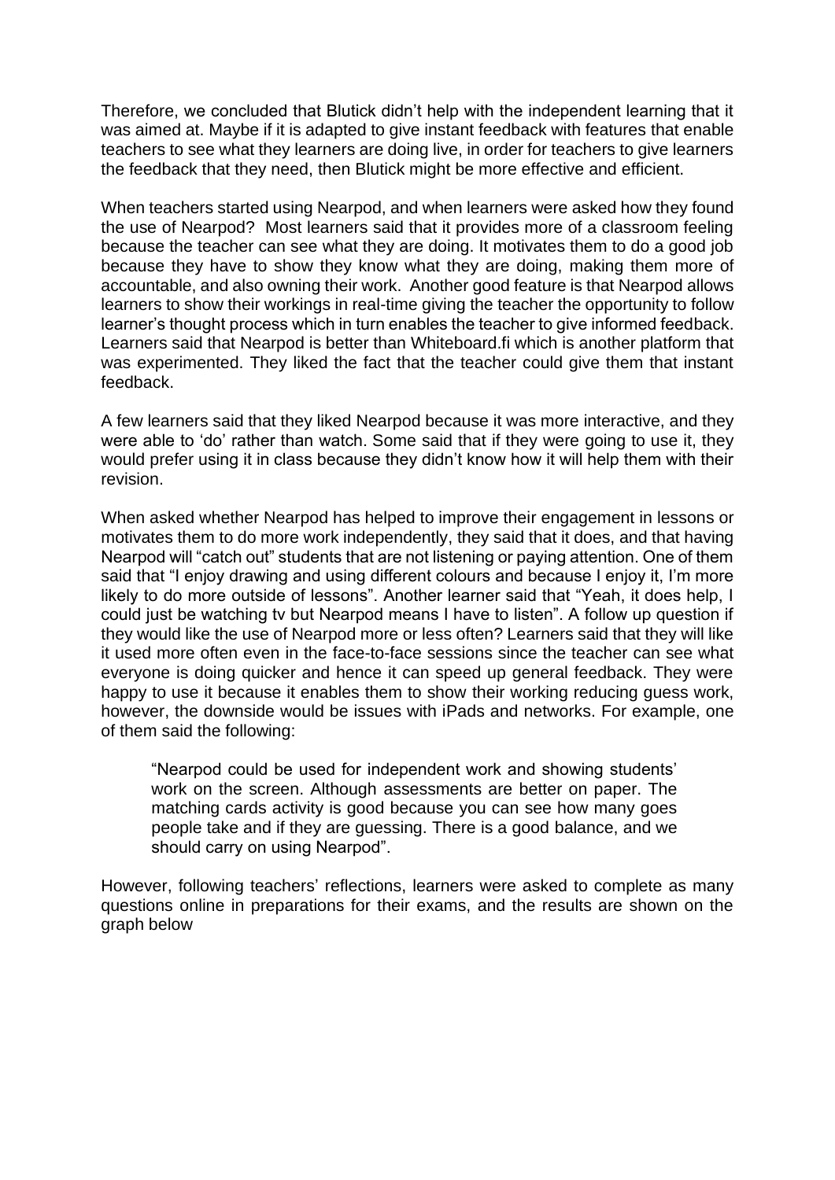Therefore, we concluded that Blutick didn't help with the independent learning that it was aimed at. Maybe if it is adapted to give instant feedback with features that enable teachers to see what they learners are doing live, in order for teachers to give learners the feedback that they need, then Blutick might be more effective and efficient.

When teachers started using Nearpod, and when learners were asked how they found the use of Nearpod? Most learners said that it provides more of a classroom feeling because the teacher can see what they are doing. It motivates them to do a good job because they have to show they know what they are doing, making them more of accountable, and also owning their work. Another good feature is that Nearpod allows learners to show their workings in real-time giving the teacher the opportunity to follow learner's thought process which in turn enables the teacher to give informed feedback. Learners said that Nearpod is better than Whiteboard.fi which is another platform that was experimented. They liked the fact that the teacher could give them that instant feedback.

A few learners said that they liked Nearpod because it was more interactive, and they were able to 'do' rather than watch. Some said that if they were going to use it, they would prefer using it in class because they didn't know how it will help them with their revision.

When asked whether Nearpod has helped to improve their engagement in lessons or motivates them to do more work independently, they said that it does, and that having Nearpod will "catch out" students that are not listening or paying attention. One of them said that "I enjoy drawing and using different colours and because I enjoy it, I'm more likely to do more outside of lessons". Another learner said that "Yeah, it does help, I could just be watching tv but Nearpod means I have to listen". A follow up question if they would like the use of Nearpod more or less often? Learners said that they will like it used more often even in the face-to-face sessions since the teacher can see what everyone is doing quicker and hence it can speed up general feedback. They were happy to use it because it enables them to show their working reducing guess work, however, the downside would be issues with iPads and networks. For example, one of them said the following:

> "Nearpod could be used for independent work and showing students' work on the screen. Although assessments are better on paper. The matching cards activity is good because you can see how many goes people take and if they are guessing. There is a good balance, and we should carry on using Nearpod".

However, following teachers' reflections, learners were asked to complete as many questions online in preparations for their exams, and the results are shown on the graph below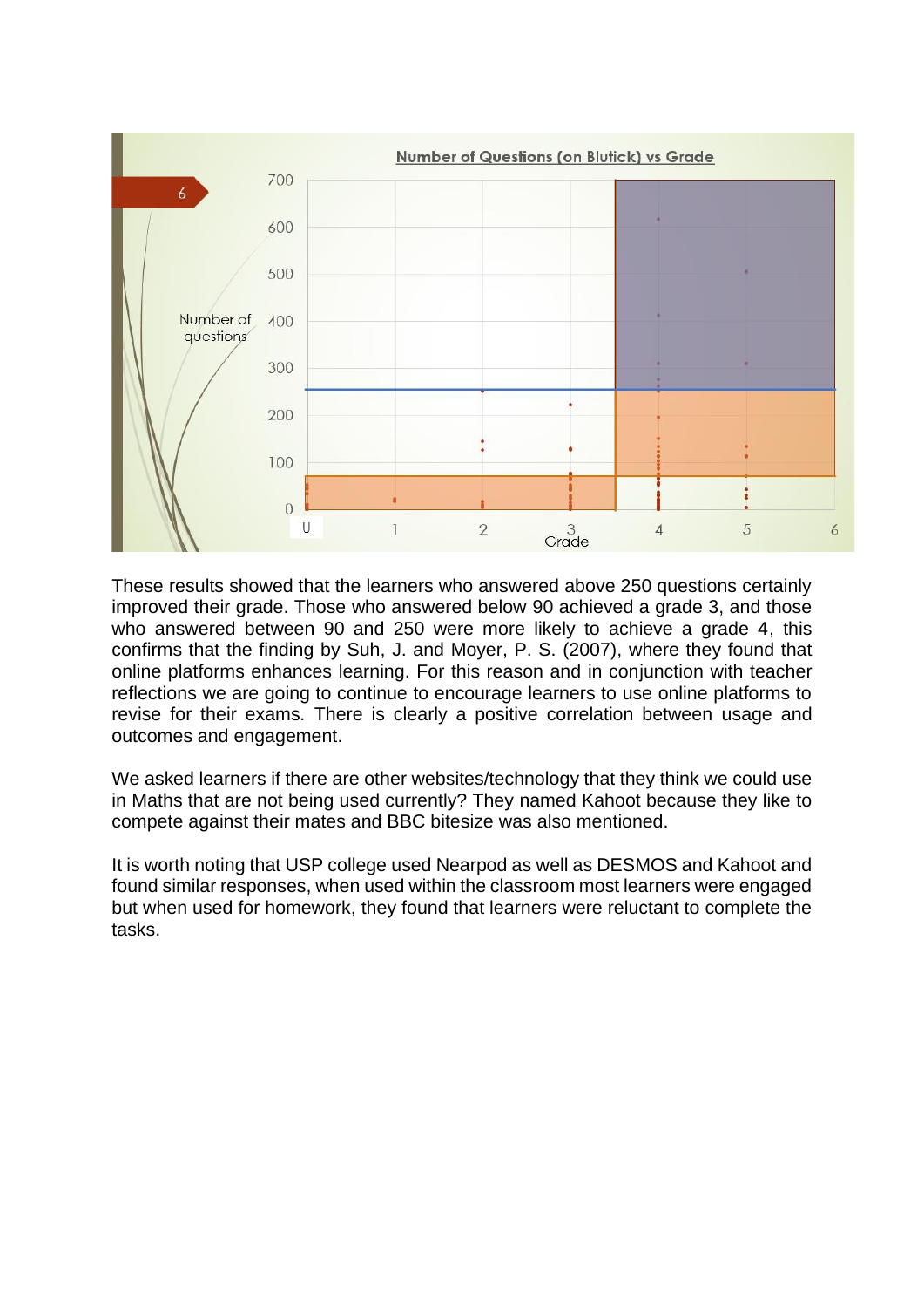These results showed that the learners who answered above 250 questions certainly improved their grade. Those who answered below 90 achieved a grade 3, and those who answered between 90 and 250 were more likely to achieve a grade 4, this confirms that the finding by Suh, J. and Moyer, P. S. (2007), where they found that online platforms enhances learning. For this reason and in conjunction with teacher reflections we are going to continue to encourage learners to use online platforms to revise for their exams. There is clearly a positive correlation between usage and outcomes and engagement.

We asked learners if there are other websites/technology that they think we could use in Maths that are not being used currently? They named Kahoot because they like to compete against their mates and BBC bitesize was also mentioned.

It is worth noting that USP college used Nearpod as well as DESMOS and Kahoot and found similar responses, when used within the classroom most learners were engaged but when used for homework, they found that learners were reluctant to complete the tasks.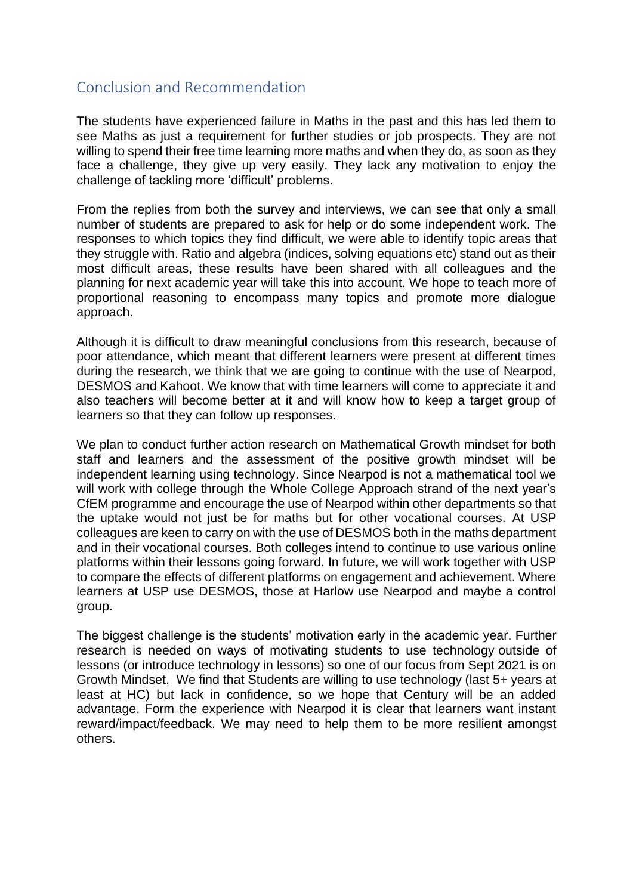## Conclusion and Recommendation

The students have experienced failure in Maths in the past and this has led them to see Maths as just a requirement for further studies or job prospects. They are not willing to spend their free time learning more maths and when they do, as soon as they face a challenge, they give up very easily. They lack any motivation to enjoy the challenge of tackling more 'difficult' problems.

From the replies from both the survey and interviews, we can see that only a small number of students are prepared to ask for help or do some independent work. The responses to which topics they find difficult, we were able to identify topic areas that they struggle with. Ratio and algebra (indices, solving equations etc) stand out as their most difficult areas, these results have been shared with all colleagues and the planning for next academic year will take this into account. We hope to teach more of proportional reasoning to encompass many topics and promote more dialogue approach.

Although it is difficult to draw meaningful conclusions from this research, because of poor attendance, which meant that different learners were present at different times during the research, we think that we are going to continue with the use of Nearpod, DESMOS and Kahoot. We know that with time learners will come to appreciate it and also teachers will become better at it and will know how to keep a target group of learners so that they can follow up responses.

We plan to conduct further action research on Mathematical Growth mindset for both staff and learners and the assessment of the positive growth mindset will be independent learning using technology. Since Nearpod is not a mathematical tool we will work with college through the Whole College Approach strand of the next year's CfEM programme and encourage the use of Nearpod within other departments so that the uptake would not just be for maths but for other vocational courses. At USP colleagues are keen to carry on with the use of DESMOS both in the maths department and in their vocational courses. Both colleges intend to continue to use various online platforms within their lessons going forward. In future, we will work together with USP to compare the effects of different platforms on engagement and achievement. Where learners at USP use DESMOS, those at Harlow use Nearpod and maybe a control group.

The biggest challenge is the students' motivation early in the academic year. Further research is needed on ways of motivating students to use technology outside of lessons (or introduce technology in lessons) so one of our focus from Sept 2021 is on Growth Mindset. We find that Students are willing to use technology (last 5+ years at least at HC) but lack in confidence, so we hope that Century will be an added advantage. Form the experience with Nearpod it is clear that learners want instant reward/impact/feedback. We may need to help them to be more resilient amongst others.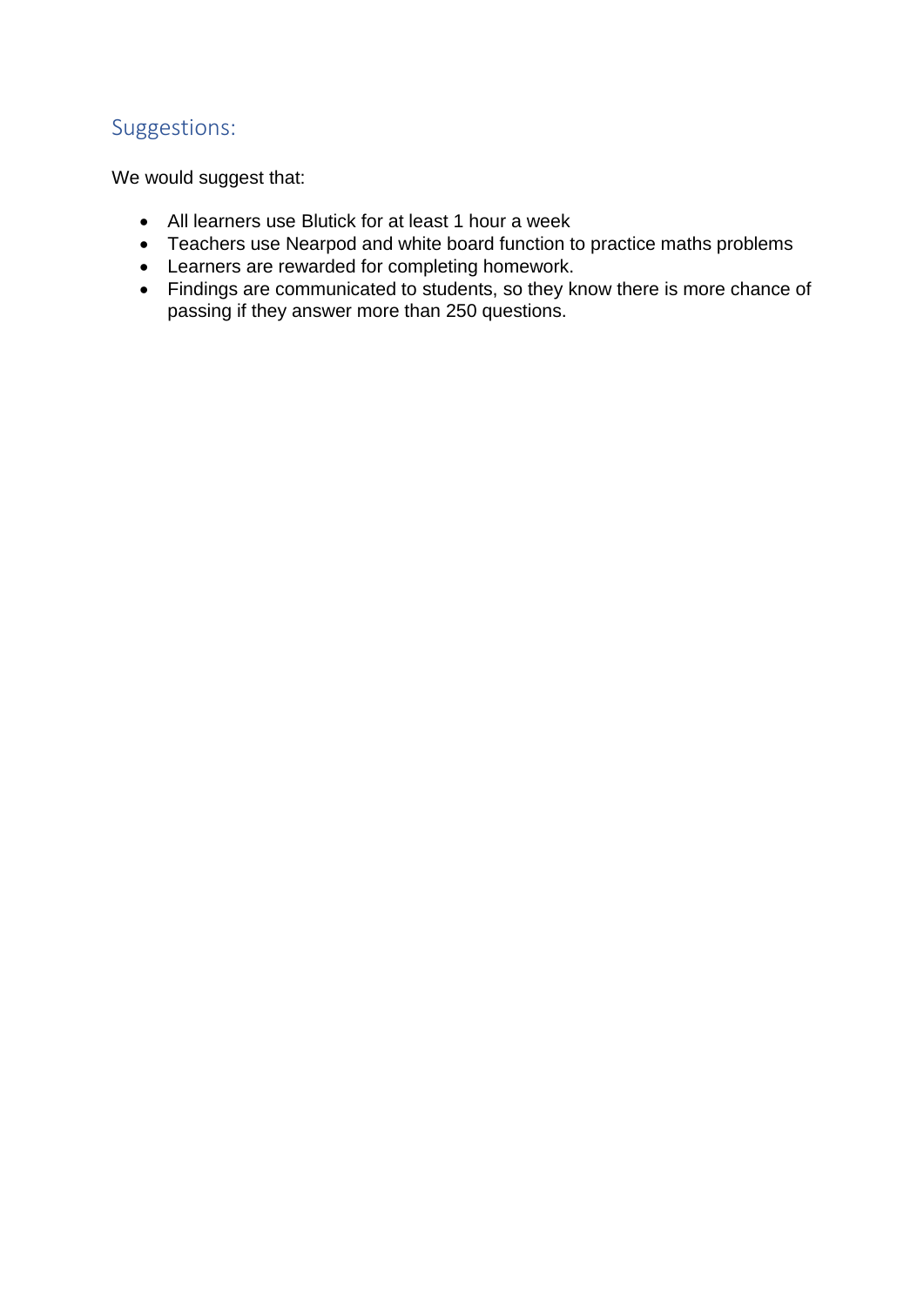## Suggestions:

We would suggest that:

- All learners use Blutick for at least 1 hour a week
- Teachers use Nearpod and white board function to practice maths problems
- Learners are rewarded for completing homework.
- Findings are communicated to students, so they know there is more chance of passing if they answer more than 250 questions.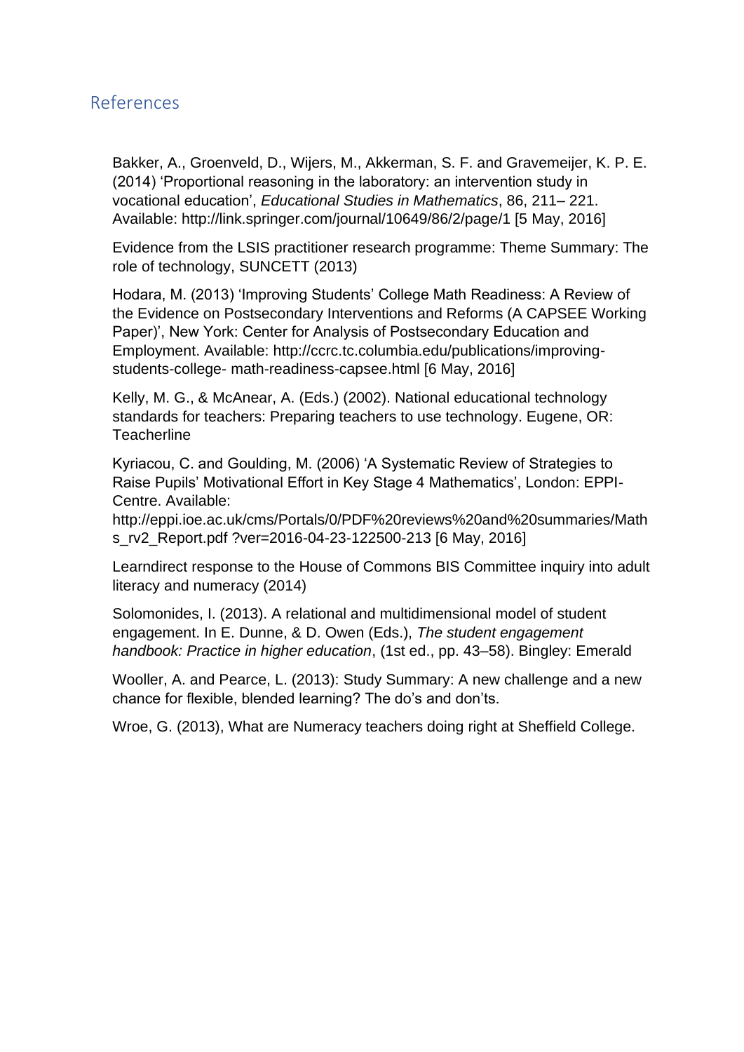## References

Bakker, A., Groenveld, D., Wijers, M., Akkerman, S. F. and Gravemeijer, K. P. E. (2014) 'Proportional reasoning in the laboratory: an intervention study in vocational education', *Educational Studies in Mathematics*, 86, 211– 221. Available: http://link.springer.com/journal/10649/86/2/page/1 [5 May, 2016]

Evidence from the LSIS practitioner research programme: Theme Summary: The role of technology, SUNCETT (2013)

Hodara, M. (2013) 'Improving Students' College Math Readiness: A Review of the Evidence on Postsecondary Interventions and Reforms (A CAPSEE Working Paper)', New York: Center for Analysis of Postsecondary Education and Employment. Available: http://ccrc.tc.columbia.edu/publications/improving-students-college- math-readiness-capsee.html [6 May, 2016]

Kelly, M. G., & McAnear, A. (Eds.) (2002). National educational technology standards for teachers: Preparing teachers to use technology. Eugene, OR: Teacherline

Kyriacou, C. and Goulding, M. (2006) 'A Systematic Review of Strategies to Raise Pupils' Motivational Effort in Key Stage 4 Mathematics', London: EPPI-Centre. Available: http://eppi.ioe.ac.uk/cms/Portals/0/PDF%20reviews%20and%20summaries/Maths_rv2_Report.pdf ?ver=2016-04-23-122500-213 [6 May, 2016]

Learndirect response to the House of Commons BIS Committee inquiry into adult literacy and numeracy (2014)

Solomonides, I. (2013). A relational and multidimensional model of student engagement. In E. Dunne, & D. Owen (Eds.), *The student engagement handbook: Practice in higher education*, (1st ed., pp. 43–58). Bingley: Emerald

Wooller, A. and Pearce, L. (2013): Study Summary: A new challenge and a new chance for flexible, blended learning? The do's and don'ts.

Wroe, G. (2013), What are Numeracy teachers doing right at Sheffield College.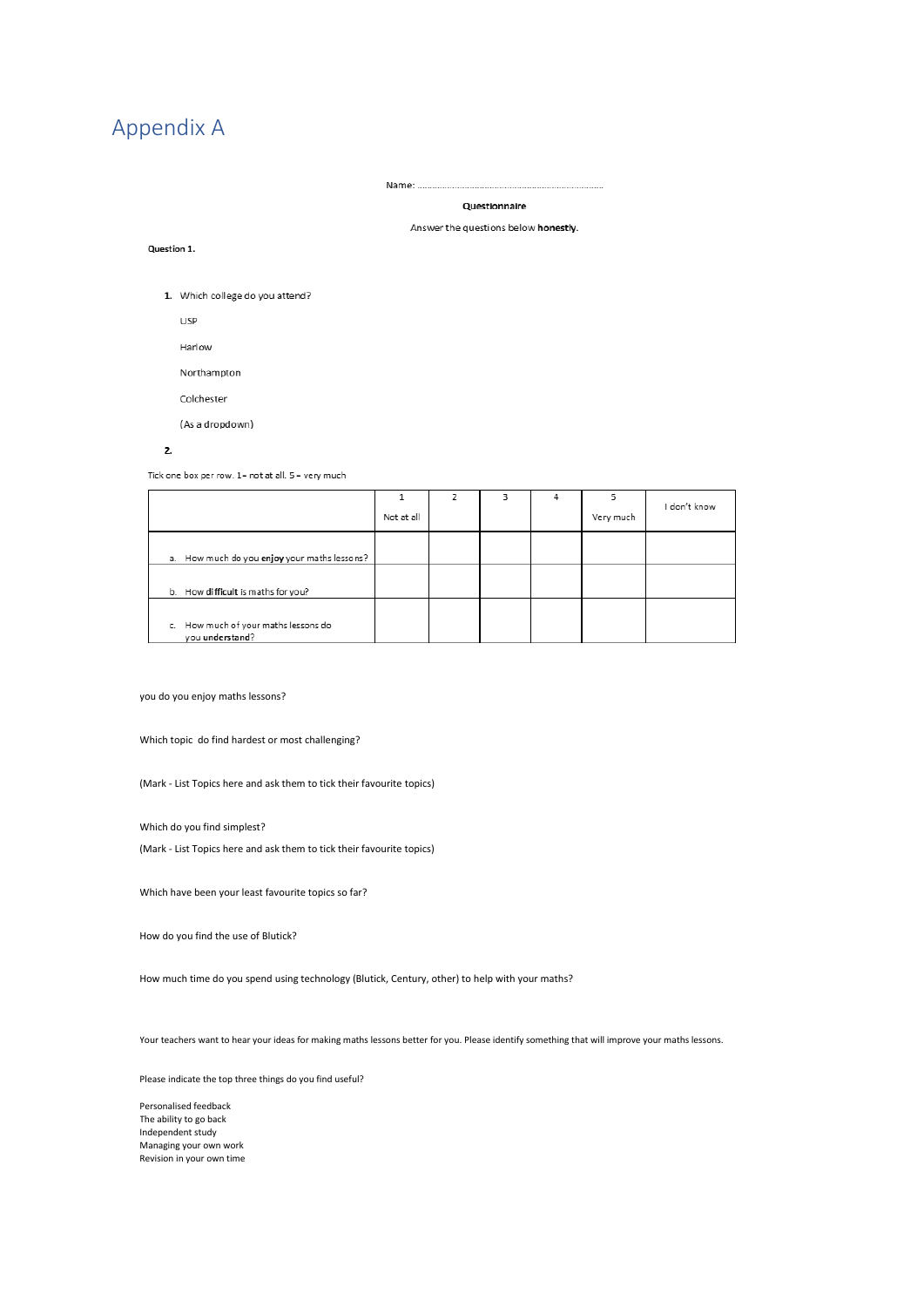# Appendix A

Name: ………………………………………………………………

**Questionnaire**

Answer the questions below **honestly**.

**Question 1.**

1. Which college do you attend?

   USP

   Harlow

   Northampton

   Colchester

   (As a dropdown)

**2.**

Tick one box per row. 1 – not at all. 5 – very much

| | 1<br>Not at all | 2 | 3 | 4 | 5<br>Very much | I don't know |
|---|---|---|---|---|---|---|
| a. How much do you **enjoy** your maths lessons? | | | | | | |
| b. How **difficult** is maths for you? | | | | | | |
| c. How much of your maths lessons do you **understand**? | | | | | | |

you do you enjoy maths lessons?

Which topic do find hardest or most challenging?

(Mark - List Topics here and ask them to tick their favourite topics)

Which do you find simplest?

(Mark - List Topics here and ask them to tick their favourite topics)

Which have been your least favourite topics so far?

How do you find the use of Blutick?

How much time do you spend using technology (Blutick, Century, other) to help with your maths?

Your teachers want to hear your ideas for making maths lessons better for you. Please identify something that will improve your maths lessons.

Please indicate the top three things do you find useful?

Personalised feedback
The ability to go back
Independent study
Managing your own work
Revision in your own time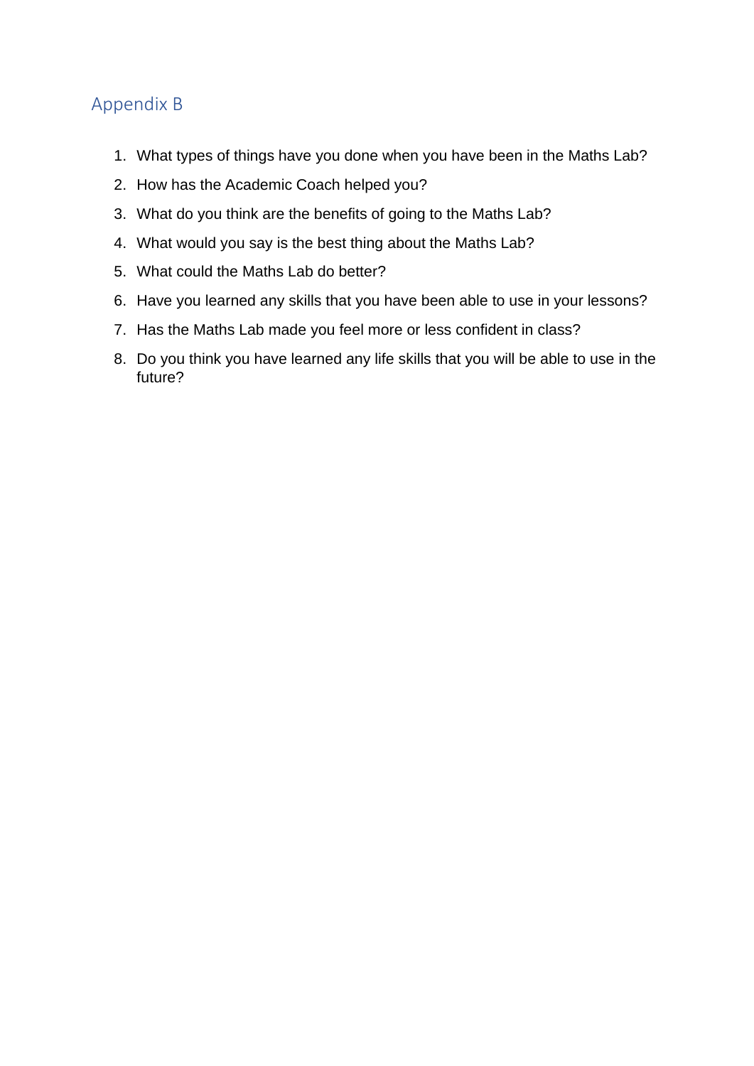## Appendix B

1. What types of things have you done when you have been in the Maths Lab?
2. How has the Academic Coach helped you?
3. What do you think are the benefits of going to the Maths Lab?
4. What would you say is the best thing about the Maths Lab?
5. What could the Maths Lab do better?
6. Have you learned any skills that you have been able to use in your lessons?
7. Has the Maths Lab made you feel more or less confident in class?
8. Do you think you have learned any life skills that you will be able to use in the future?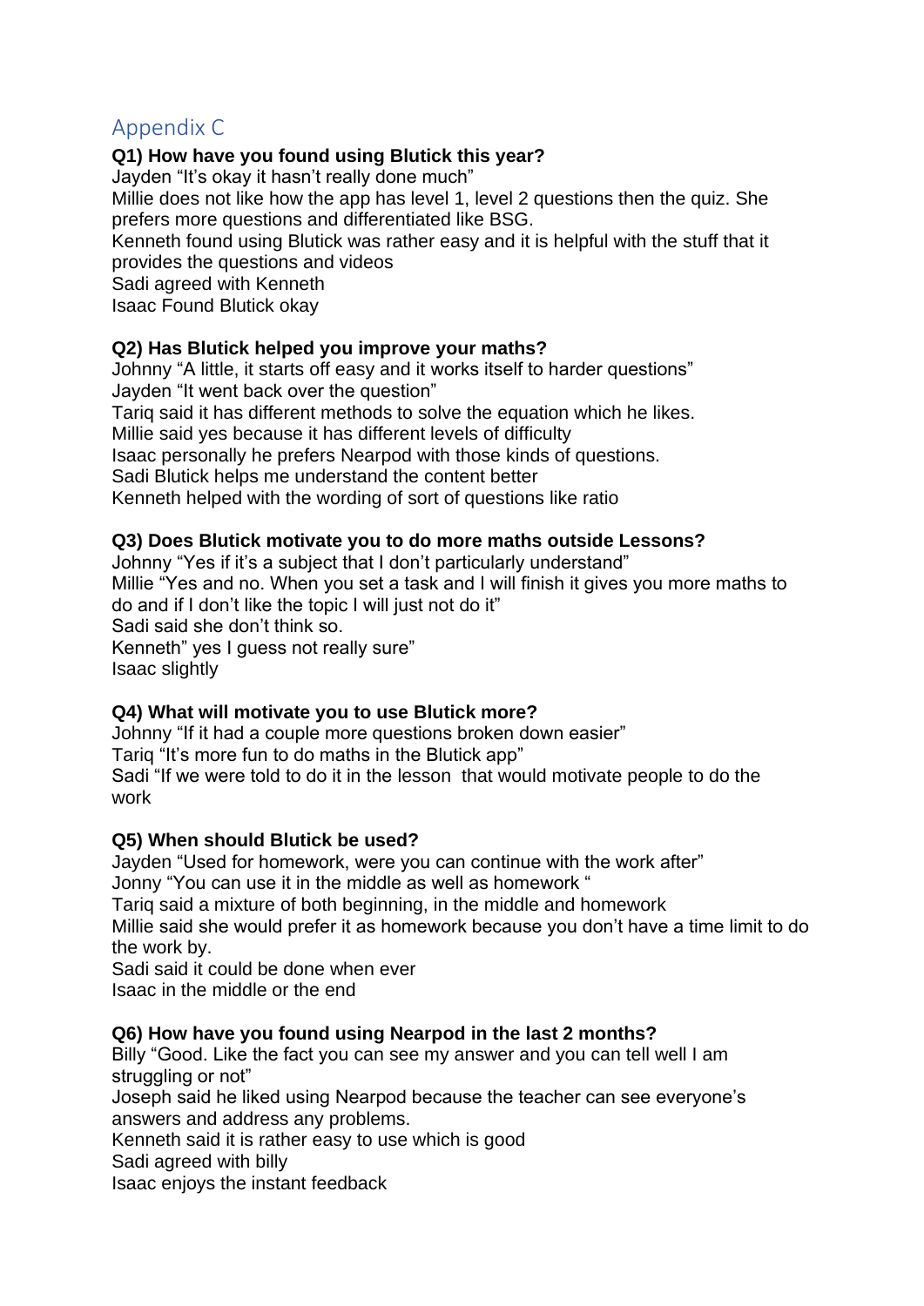## Appendix C

**Q1) How have you found using Blutick this year?**

Jayden "It's okay it hasn't really done much"
Millie does not like how the app has level 1, level 2 questions then the quiz. She prefers more questions and differentiated like BSG.
Kenneth found using Blutick was rather easy and it is helpful with the stuff that it provides the questions and videos
Sadi agreed with Kenneth
Isaac Found Blutick okay

**Q2) Has Blutick helped you improve your maths?**

Johnny "A little, it starts off easy and it works itself to harder questions"
Jayden "It went back over the question"
Tariq said it has different methods to solve the equation which he likes.
Millie said yes because it has different levels of difficulty
Isaac personally he prefers Nearpod with those kinds of questions.
Sadi Blutick helps me understand the content better
Kenneth helped with the wording of sort of questions like ratio

**Q3) Does Blutick motivate you to do more maths outside Lessons?**

Johnny "Yes if it's a subject that I don't particularly understand"
Millie "Yes and no. When you set a task and I will finish it gives you more maths to do and if I don't like the topic I will just not do it"
Sadi said she don't think so.
Kenneth" yes I guess not really sure"
Isaac slightly

**Q4) What will motivate you to use Blutick more?**

Johnny "If it had a couple more questions broken down easier"
Tariq "It's more fun to do maths in the Blutick app"
Sadi "If we were told to do it in the lesson  that would motivate people to do the work

**Q5) When should Blutick be used?**

Jayden "Used for homework, were you can continue with the work after"
Jonny "You can use it in the middle as well as homework "
Tariq said a mixture of both beginning, in the middle and homework
Millie said she would prefer it as homework because you don't have a time limit to do the work by.
Sadi said it could be done when ever
Isaac in the middle or the end

**Q6) How have you found using Nearpod in the last 2 months?**

Billy "Good. Like the fact you can see my answer and you can tell well I am struggling or not"
Joseph said he liked using Nearpod because the teacher can see everyone's answers and address any problems.
Kenneth said it is rather easy to use which is good
Sadi agreed with billy
Isaac enjoys the instant feedback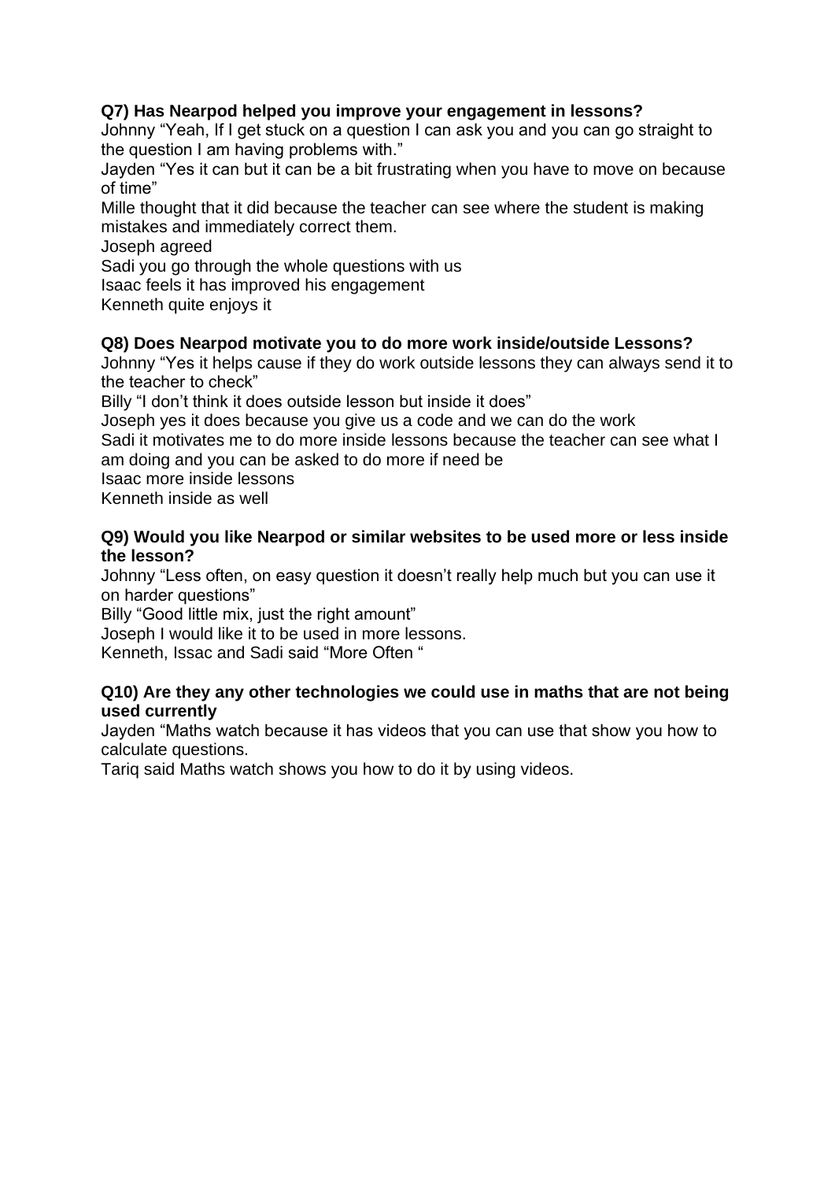**Q7) Has Nearpod helped you improve your engagement in lessons?**

Johnny "Yeah, If I get stuck on a question I can ask you and you can go straight to the question I am having problems with."

Jayden "Yes it can but it can be a bit frustrating when you have to move on because of time"

Mille thought that it did because the teacher can see where the student is making mistakes and immediately correct them.

Joseph agreed

Sadi you go through the whole questions with us

Isaac feels it has improved his engagement

Kenneth quite enjoys it

**Q8) Does Nearpod motivate you to do more work inside/outside Lessons?**

Johnny "Yes it helps cause if they do work outside lessons they can always send it to the teacher to check"

Billy "I don't think it does outside lesson but inside it does"

Joseph yes it does because you give us a code and we can do the work

Sadi it motivates me to do more inside lessons because the teacher can see what I am doing and you can be asked to do more if need be

Isaac more inside lessons

Kenneth inside as well

**Q9) Would you like Nearpod or similar websites to be used more or less inside the lesson?**

Johnny "Less often, on easy question it doesn't really help much but you can use it on harder questions"

Billy "Good little mix, just the right amount"

Joseph I would like it to be used in more lessons.

Kenneth, Issac and Sadi said "More Often "

**Q10) Are they any other technologies we could use in maths that are not being used currently**

Jayden "Maths watch because it has videos that you can use that show you how to calculate questions.

Tariq said Maths watch shows you how to do it by using videos.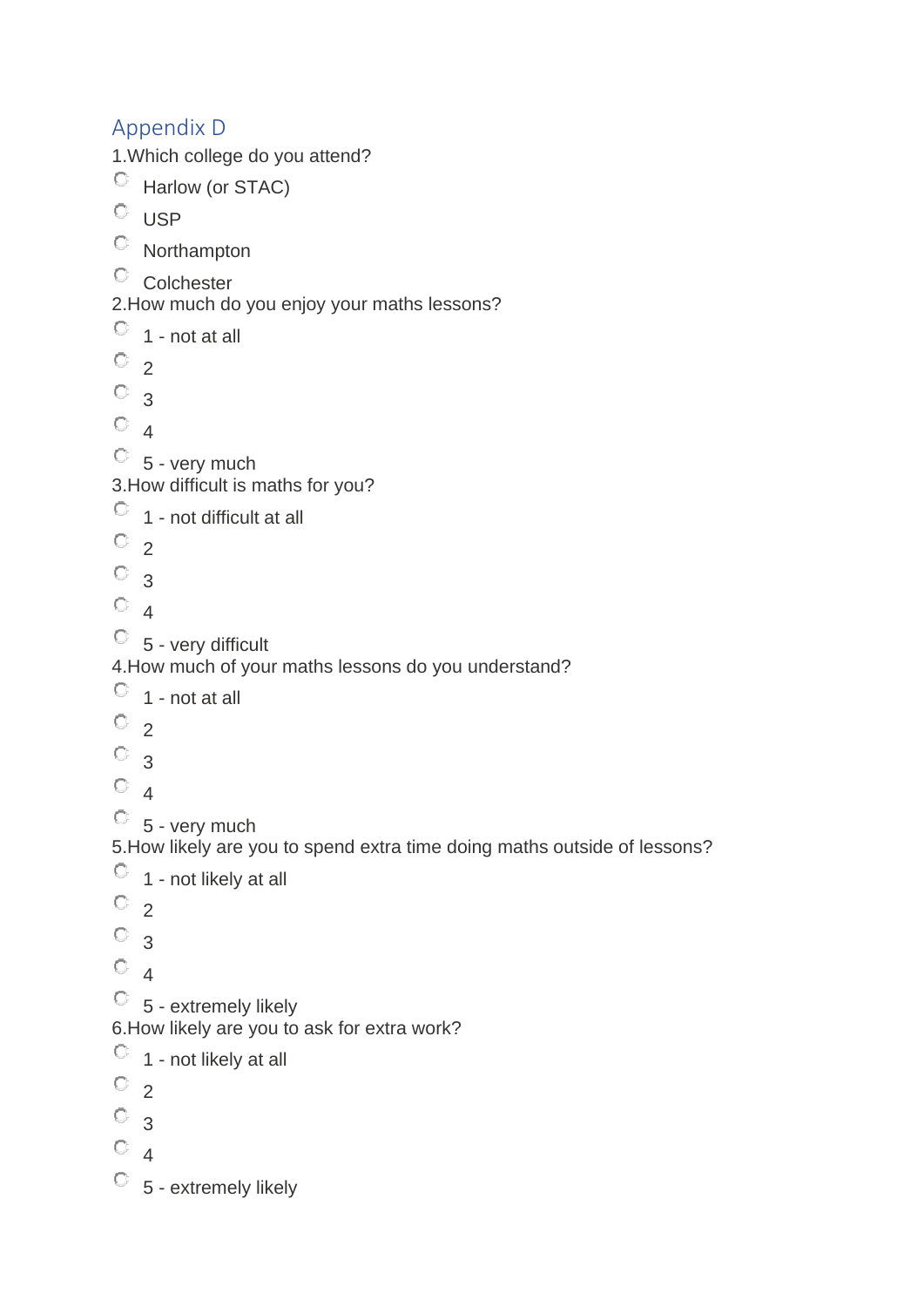## Appendix D

1.Which college do you attend?

- Harlow (or STAC)
- USP
- Northampton
- Colchester

2.How much do you enjoy your maths lessons?

- 1 - not at all
- 2
- 3
- 4
- 5 - very much

3.How difficult is maths for you?

- 1 - not difficult at all
- 2
- 3
- 4
- 5 - very difficult

4.How much of your maths lessons do you understand?

- 1 - not at all
- 2
- 3
- 4
- 5 - very much

5.How likely are you to spend extra time doing maths outside of lessons?

- 1 - not likely at all
- 2
- 3
- 4
- 5 - extremely likely

6.How likely are you to ask for extra work?

- 1 - not likely at all
- 2
- 3
- 4
- 5 - extremely likely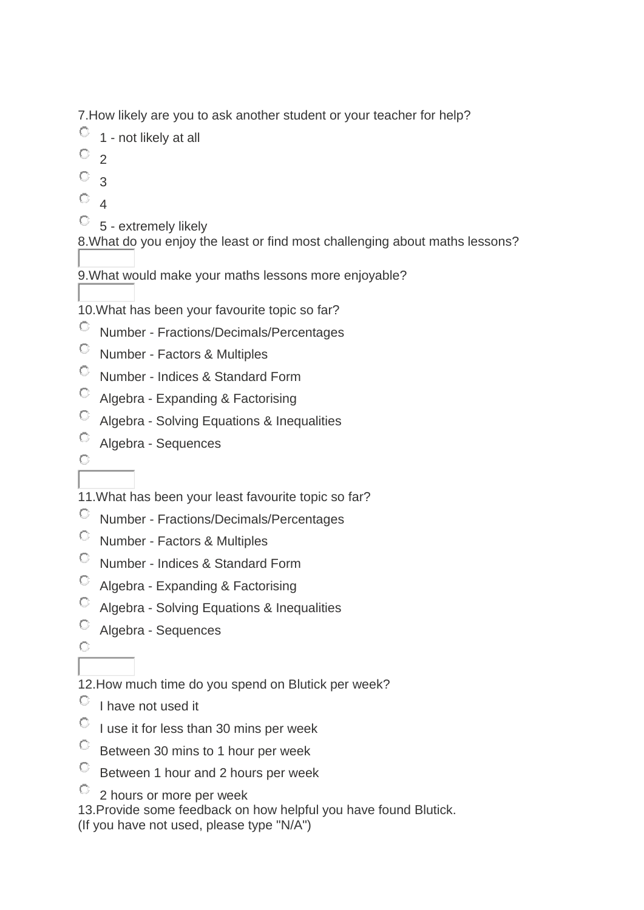7.How likely are you to ask another student or your teacher for help?

- 1 - not likely at all
- 2
- 3
- 4
- 5 - extremely likely

8.What do you enjoy the least or find most challenging about maths lessons?

9.What would make your maths lessons more enjoyable?

10.What has been your favourite topic so far?

- Number - Fractions/Decimals/Percentages
- Number - Factors & Multiples
- Number - Indices & Standard Form
- Algebra - Expanding & Factorising
- Algebra - Solving Equations & Inequalities
- Algebra - Sequences
- 

11.What has been your least favourite topic so far?

- Number - Fractions/Decimals/Percentages
- Number - Factors & Multiples
- Number - Indices & Standard Form
- Algebra - Expanding & Factorising
- Algebra - Solving Equations & Inequalities
- Algebra - Sequences
- 

12.How much time do you spend on Blutick per week?

- I have not used it
- I use it for less than 30 mins per week
- Between 30 mins to 1 hour per week
- Between 1 hour and 2 hours per week
- 2 hours or more per week

13.Provide some feedback on how helpful you have found Blutick.
(If you have not used, please type "N/A")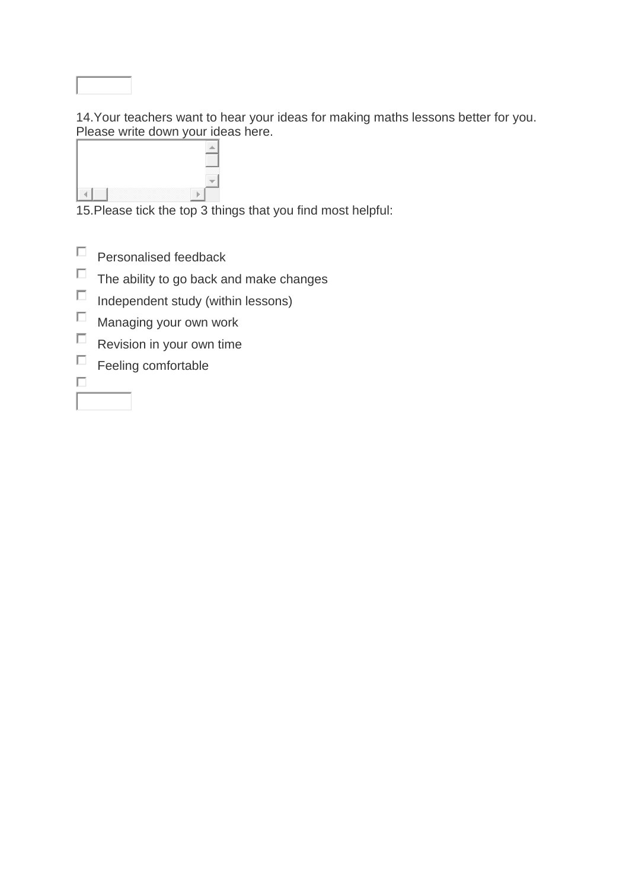14.Your teachers want to hear your ideas for making maths lessons better for you. Please write down your ideas here.

15.Please tick the top 3 things that you find most helpful:

- [ ] Personalised feedback
- [ ] The ability to go back and make changes
- [ ] Independent study (within lessons)
- [ ] Managing your own work
- [ ] Revision in your own time
- [ ] Feeling comfortable
- [ ]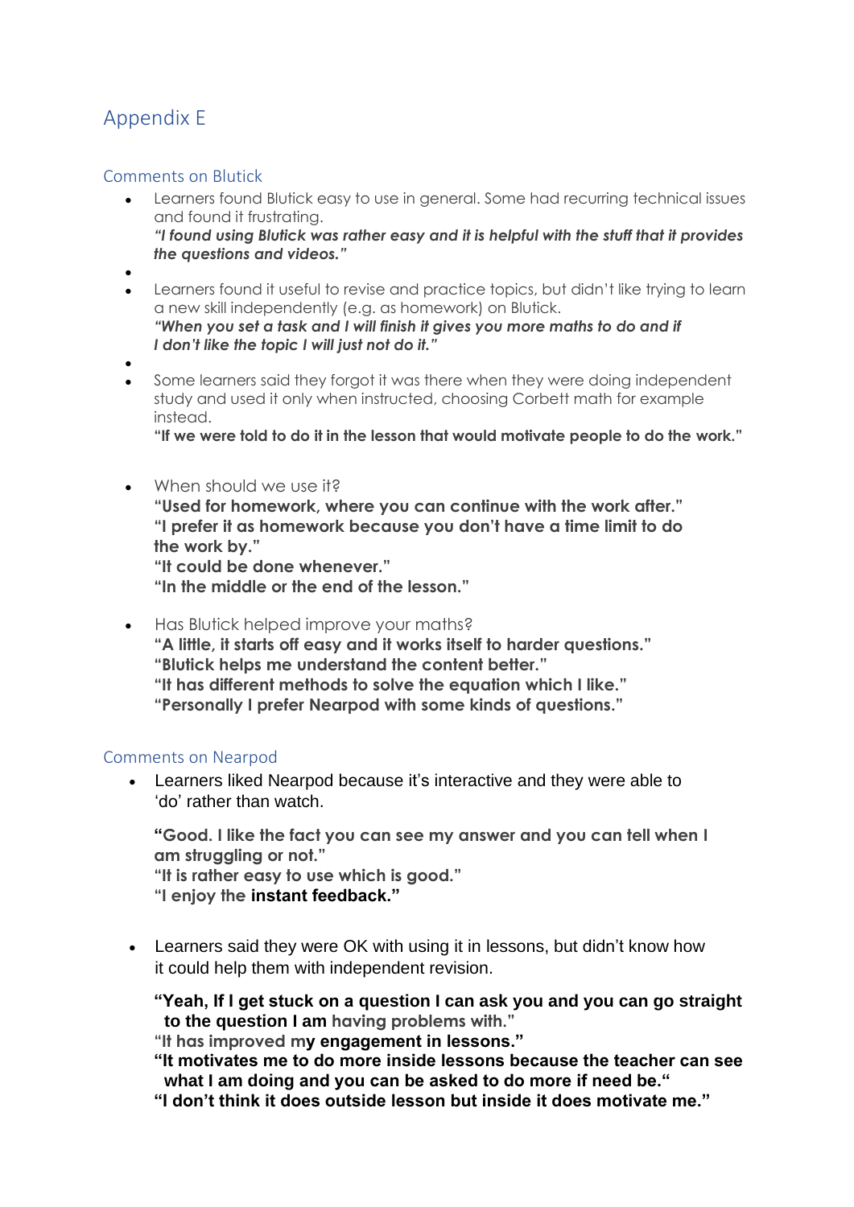# Appendix E

## Comments on Blutick

- Learners found Blutick easy to use in general. Some had recurring technical issues and found it frustrating.
  ***"I found using Blutick was rather easy and it is helpful with the stuff that it provides the questions and videos."***
- Learners found it useful to revise and practice topics, but didn't like trying to learn a new skill independently (e.g. as homework) on Blutick.
  ***"When you set a task and I will finish it gives you more maths to do and if I don't like the topic I will just not do it."***
- Some learners said they forgot it was there when they were doing independent study and used it only when instructed, choosing Corbett math for example instead.
  **"If we were told to do it in the lesson that would motivate people to do the work."**

- When should we use it?
  **"Used for homework, where you can continue with the work after."**
  **"I prefer it as homework because you don't have a time limit to do the work by."**
  **"It could be done whenever."**
  **"In the middle or the end of the lesson."**

- Has Blutick helped improve your maths?
  **"A little, it starts off easy and it works itself to harder questions."**
  **"Blutick helps me understand the content better."**
  **"It has different methods to solve the equation which I like."**
  **"Personally I prefer Nearpod with some kinds of questions."**

## Comments on Nearpod

- Learners liked Nearpod because it's interactive and they were able to 'do' rather than watch.

  **"Good. I like the fact you can see my answer and you can tell when I am struggling or not."**
  **"It is rather easy to use which is good."**
  **"I enjoy the instant feedback."**

- Learners said they were OK with using it in lessons, but didn't know how it could help them with independent revision.

  **"Yeah, If I get stuck on a question I can ask you and you can go straight to the question I am having problems with."**
  **"It has improved my engagement in lessons."**
  **"It motivates me to do more inside lessons because the teacher can see what I am doing and you can be asked to do more if need be."**
  **"I don't think it does outside lesson but inside it does motivate me."**